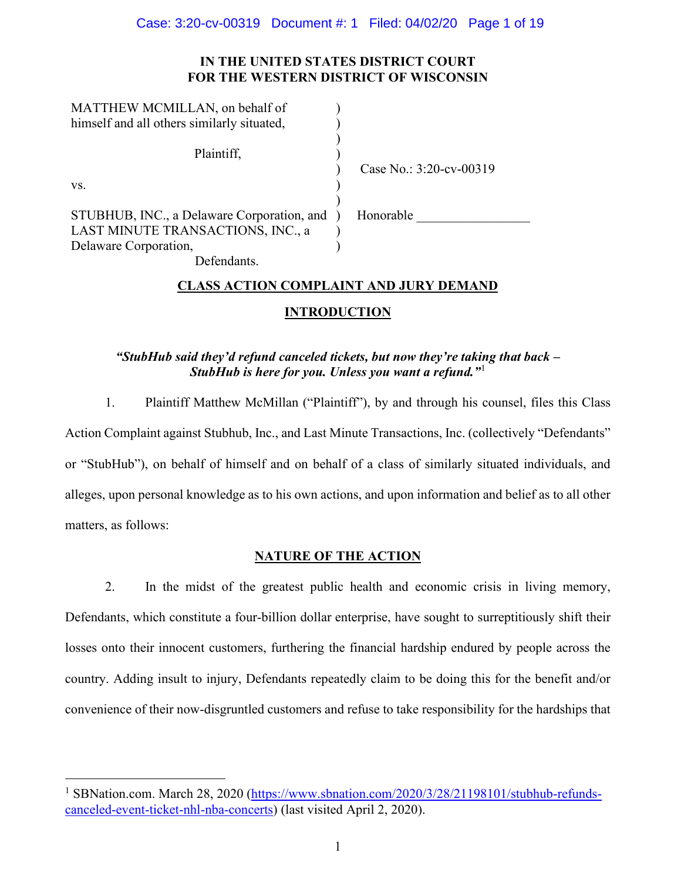**IN THE UNITED STATES DISTRICT COURT**
**FOR THE WESTERN DISTRICT OF WISCONSIN**

| | | |
|---|---|---|
| MATTHEW MCMILLAN, on behalf of himself and all others similarly situated, | ) | |
| Plaintiff, | ) | Case No.: 3:20-cv-00319 |
| vs. | ) | |
| STUBHUB, INC., a Delaware Corporation, and LAST MINUTE TRANSACTIONS, INC., a Delaware Corporation, | ) | Honorable ________________ |
| Defendants. | | |

## CLASS ACTION COMPLAINT AND JURY DEMAND

## INTRODUCTION

***"StubHub said they'd refund canceled tickets, but now they're taking that back – StubHub is here for you. Unless you want a refund."***[1]

1. Plaintiff Matthew McMillan ("Plaintiff"), by and through his counsel, files this Class Action Complaint against Stubhub, Inc., and Last Minute Transactions, Inc. (collectively "Defendants" or "StubHub"), on behalf of himself and on behalf of a class of similarly situated individuals, and alleges, upon personal knowledge as to his own actions, and upon information and belief as to all other matters, as follows:

## NATURE OF THE ACTION

2. In the midst of the greatest public health and economic crisis in living memory, Defendants, which constitute a four-billion dollar enterprise, have sought to surreptitiously shift their losses onto their innocent customers, furthering the financial hardship endured by people across the country. Adding insult to injury, Defendants repeatedly claim to be doing this for the benefit and/or convenience of their now-disgruntled customers and refuse to take responsibility for the hardships that

---

[1] SBNation.com. March 28, 2020 (https://www.sbnation.com/2020/3/28/21198101/stubhub-refunds-canceled-event-ticket-nhl-nba-concerts) (last visited April 2, 2020).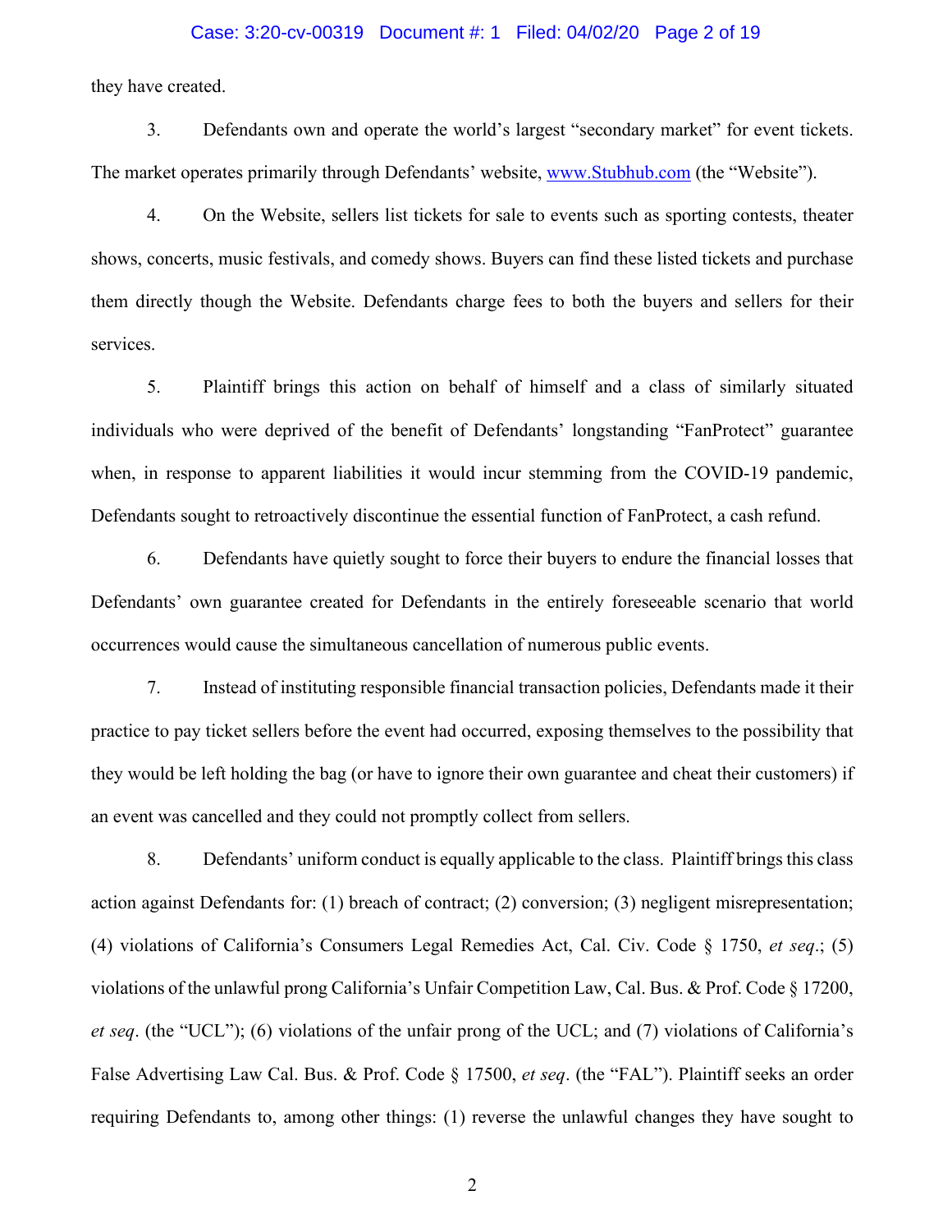they have created.

3. Defendants own and operate the world's largest "secondary market" for event tickets. The market operates primarily through Defendants' website, www.Stubhub.com (the "Website").

4. On the Website, sellers list tickets for sale to events such as sporting contests, theater shows, concerts, music festivals, and comedy shows. Buyers can find these listed tickets and purchase them directly though the Website. Defendants charge fees to both the buyers and sellers for their services.

5. Plaintiff brings this action on behalf of himself and a class of similarly situated individuals who were deprived of the benefit of Defendants' longstanding "FanProtect" guarantee when, in response to apparent liabilities it would incur stemming from the COVID-19 pandemic, Defendants sought to retroactively discontinue the essential function of FanProtect, a cash refund.

6. Defendants have quietly sought to force their buyers to endure the financial losses that Defendants' own guarantee created for Defendants in the entirely foreseeable scenario that world occurrences would cause the simultaneous cancellation of numerous public events.

7. Instead of instituting responsible financial transaction policies, Defendants made it their practice to pay ticket sellers before the event had occurred, exposing themselves to the possibility that they would be left holding the bag (or have to ignore their own guarantee and cheat their customers) if an event was cancelled and they could not promptly collect from sellers.

8. Defendants' uniform conduct is equally applicable to the class. Plaintiff brings this class action against Defendants for: (1) breach of contract; (2) conversion; (3) negligent misrepresentation; (4) violations of California's Consumers Legal Remedies Act, Cal. Civ. Code § 1750, *et seq*.; (5) violations of the unlawful prong California's Unfair Competition Law, Cal. Bus. & Prof. Code § 17200, *et seq*. (the "UCL"); (6) violations of the unfair prong of the UCL; and (7) violations of California's False Advertising Law Cal. Bus. & Prof. Code § 17500, *et seq*. (the "FAL"). Plaintiff seeks an order requiring Defendants to, among other things: (1) reverse the unlawful changes they have sought to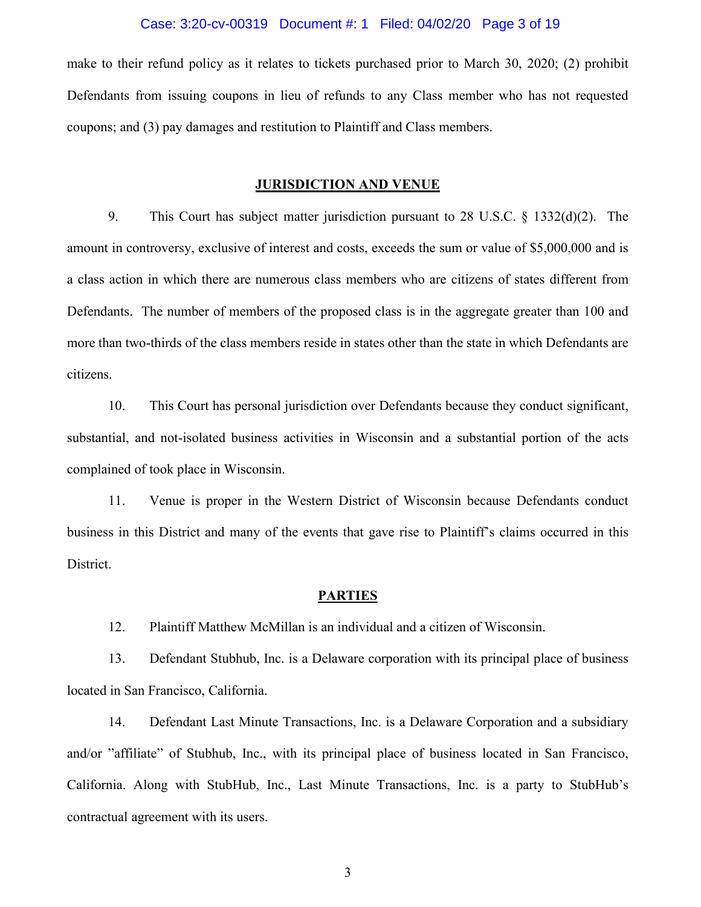make to their refund policy as it relates to tickets purchased prior to March 30, 2020; (2) prohibit Defendants from issuing coupons in lieu of refunds to any Class member who has not requested coupons; and (3) pay damages and restitution to Plaintiff and Class members.

## JURISDICTION AND VENUE

9. This Court has subject matter jurisdiction pursuant to 28 U.S.C. § 1332(d)(2). The amount in controversy, exclusive of interest and costs, exceeds the sum or value of $5,000,000 and is a class action in which there are numerous class members who are citizens of states different from Defendants. The number of members of the proposed class is in the aggregate greater than 100 and more than two-thirds of the class members reside in states other than the state in which Defendants are citizens.

10. This Court has personal jurisdiction over Defendants because they conduct significant, substantial, and not-isolated business activities in Wisconsin and a substantial portion of the acts complained of took place in Wisconsin.

11. Venue is proper in the Western District of Wisconsin because Defendants conduct business in this District and many of the events that gave rise to Plaintiff's claims occurred in this District.

## PARTIES

12. Plaintiff Matthew McMillan is an individual and a citizen of Wisconsin.

13. Defendant Stubhub, Inc. is a Delaware corporation with its principal place of business located in San Francisco, California.

14. Defendant Last Minute Transactions, Inc. is a Delaware Corporation and a subsidiary and/or "affiliate" of Stubhub, Inc., with its principal place of business located in San Francisco, California. Along with StubHub, Inc., Last Minute Transactions, Inc. is a party to StubHub's contractual agreement with its users.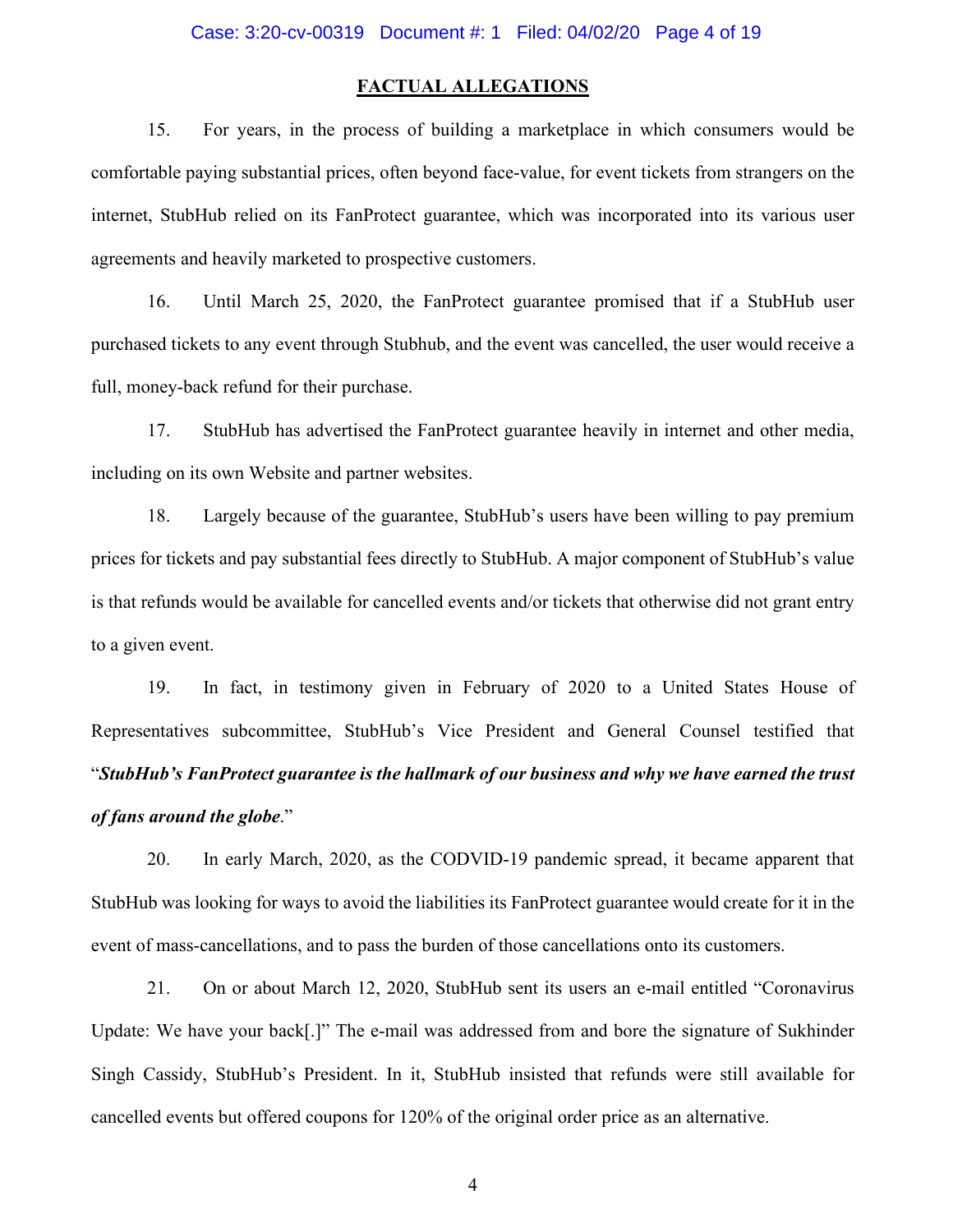## FACTUAL ALLEGATIONS

15. For years, in the process of building a marketplace in which consumers would be comfortable paying substantial prices, often beyond face-value, for event tickets from strangers on the internet, StubHub relied on its FanProtect guarantee, which was incorporated into its various user agreements and heavily marketed to prospective customers.

16. Until March 25, 2020, the FanProtect guarantee promised that if a StubHub user purchased tickets to any event through Stubhub, and the event was cancelled, the user would receive a full, money-back refund for their purchase.

17. StubHub has advertised the FanProtect guarantee heavily in internet and other media, including on its own Website and partner websites.

18. Largely because of the guarantee, StubHub's users have been willing to pay premium prices for tickets and pay substantial fees directly to StubHub. A major component of StubHub's value is that refunds would be available for cancelled events and/or tickets that otherwise did not grant entry to a given event.

19. In fact, in testimony given in February of 2020 to a United States House of Representatives subcommittee, StubHub's Vice President and General Counsel testified that "***StubHub's FanProtect guarantee is the hallmark of our business and why we have earned the trust of fans around the globe***."

20. In early March, 2020, as the CODVID-19 pandemic spread, it became apparent that StubHub was looking for ways to avoid the liabilities its FanProtect guarantee would create for it in the event of mass-cancellations, and to pass the burden of those cancellations onto its customers.

21. On or about March 12, 2020, StubHub sent its users an e-mail entitled "Coronavirus Update: We have your back[.]" The e-mail was addressed from and bore the signature of Sukhinder Singh Cassidy, StubHub's President. In it, StubHub insisted that refunds were still available for cancelled events but offered coupons for 120% of the original order price as an alternative.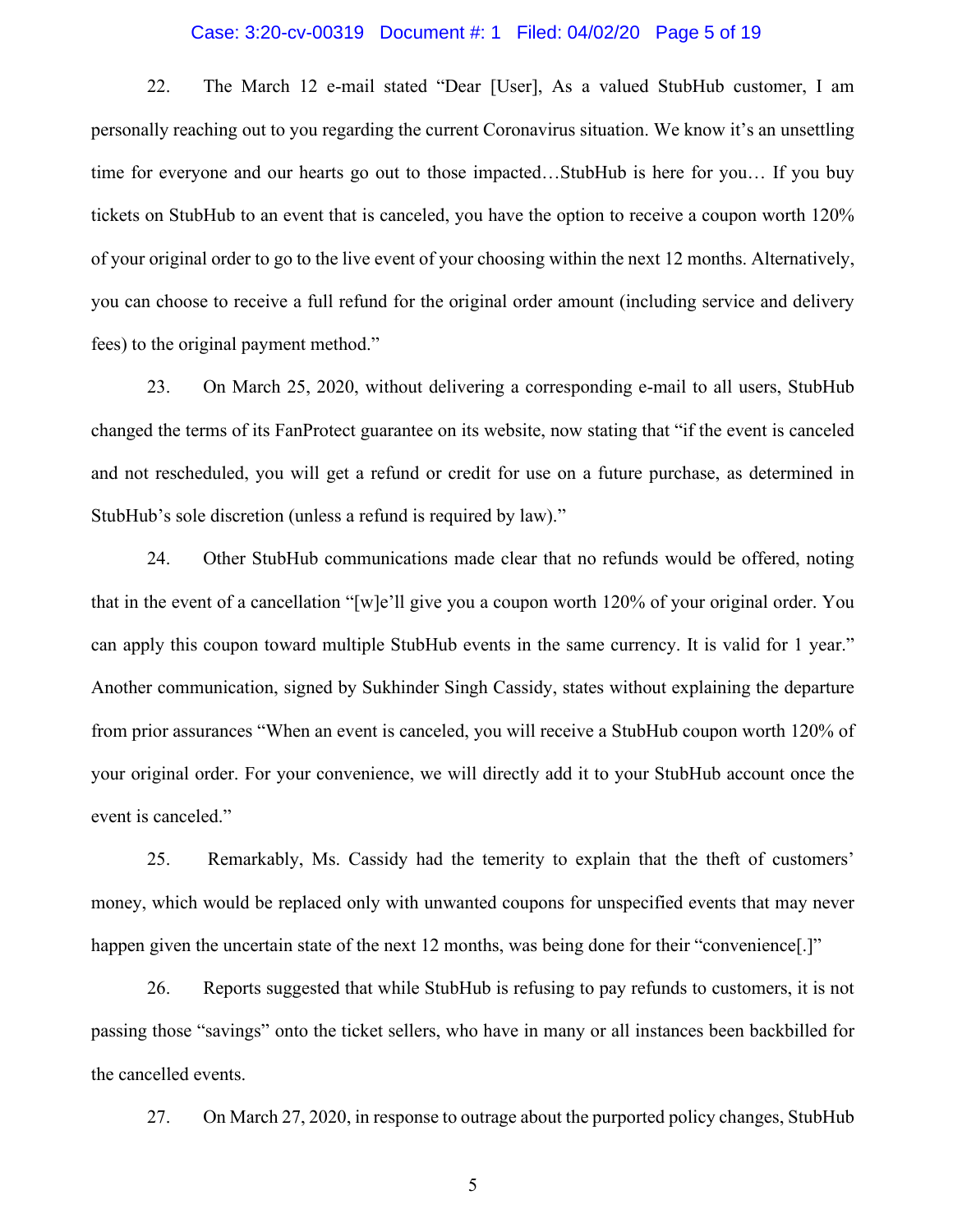22. The March 12 e-mail stated "Dear [User], As a valued StubHub customer, I am personally reaching out to you regarding the current Coronavirus situation. We know it's an unsettling time for everyone and our hearts go out to those impacted…StubHub is here for you… If you buy tickets on StubHub to an event that is canceled, you have the option to receive a coupon worth 120% of your original order to go to the live event of your choosing within the next 12 months. Alternatively, you can choose to receive a full refund for the original order amount (including service and delivery fees) to the original payment method."

23. On March 25, 2020, without delivering a corresponding e-mail to all users, StubHub changed the terms of its FanProtect guarantee on its website, now stating that "if the event is canceled and not rescheduled, you will get a refund or credit for use on a future purchase, as determined in StubHub's sole discretion (unless a refund is required by law)."

24. Other StubHub communications made clear that no refunds would be offered, noting that in the event of a cancellation "[w]e'll give you a coupon worth 120% of your original order. You can apply this coupon toward multiple StubHub events in the same currency. It is valid for 1 year." Another communication, signed by Sukhinder Singh Cassidy, states without explaining the departure from prior assurances "When an event is canceled, you will receive a StubHub coupon worth 120% of your original order. For your convenience, we will directly add it to your StubHub account once the event is canceled."

25. Remarkably, Ms. Cassidy had the temerity to explain that the theft of customers' money, which would be replaced only with unwanted coupons for unspecified events that may never happen given the uncertain state of the next 12 months, was being done for their "convenience[.]"

26. Reports suggested that while StubHub is refusing to pay refunds to customers, it is not passing those "savings" onto the ticket sellers, who have in many or all instances been backbilled for the cancelled events.

27. On March 27, 2020, in response to outrage about the purported policy changes, StubHub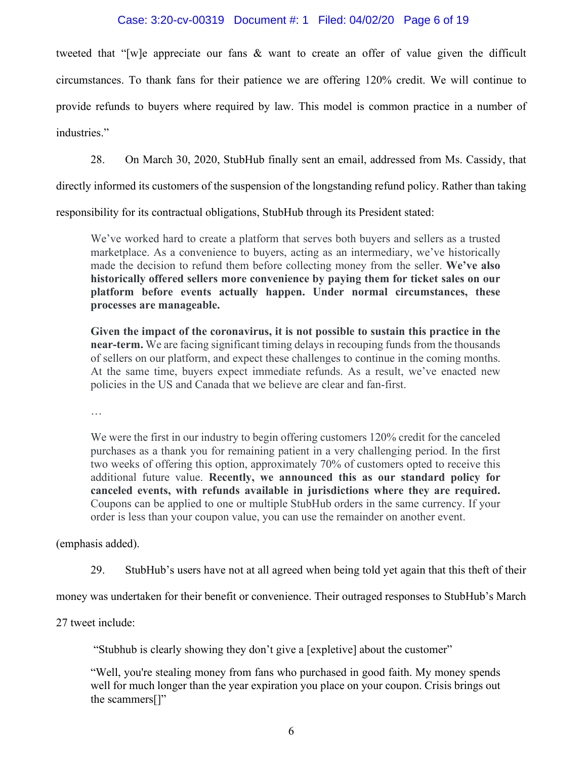tweeted that "[w]e appreciate our fans & want to create an offer of value given the difficult circumstances. To thank fans for their patience we are offering 120% credit. We will continue to provide refunds to buyers where required by law. This model is common practice in a number of industries."

28. On March 30, 2020, StubHub finally sent an email, addressed from Ms. Cassidy, that directly informed its customers of the suspension of the longstanding refund policy. Rather than taking responsibility for its contractual obligations, StubHub through its President stated:

> We've worked hard to create a platform that serves both buyers and sellers as a trusted marketplace. As a convenience to buyers, acting as an intermediary, we've historically made the decision to refund them before collecting money from the seller. **We've also historically offered sellers more convenience by paying them for ticket sales on our platform before events actually happen. Under normal circumstances, these processes are manageable.**
>
> **Given the impact of the coronavirus, it is not possible to sustain this practice in the near-term.** We are facing significant timing delays in recouping funds from the thousands of sellers on our platform, and expect these challenges to continue in the coming months. At the same time, buyers expect immediate refunds. As a result, we've enacted new policies in the US and Canada that we believe are clear and fan-first.
>
> …
>
> We were the first in our industry to begin offering customers 120% credit for the canceled purchases as a thank you for remaining patient in a very challenging period. In the first two weeks of offering this option, approximately 70% of customers opted to receive this additional future value. **Recently, we announced this as our standard policy for canceled events, with refunds available in jurisdictions where they are required.** Coupons can be applied to one or multiple StubHub orders in the same currency. If your order is less than your coupon value, you can use the remainder on another event.

(emphasis added).

29. StubHub's users have not at all agreed when being told yet again that this theft of their money was undertaken for their benefit or convenience. Their outraged responses to StubHub's March 27 tweet include:

> "Stubhub is clearly showing they don't give a [expletive] about the customer"
>
> "Well, you're stealing money from fans who purchased in good faith. My money spends well for much longer than the year expiration you place on your coupon. Crisis brings out the scammers[]"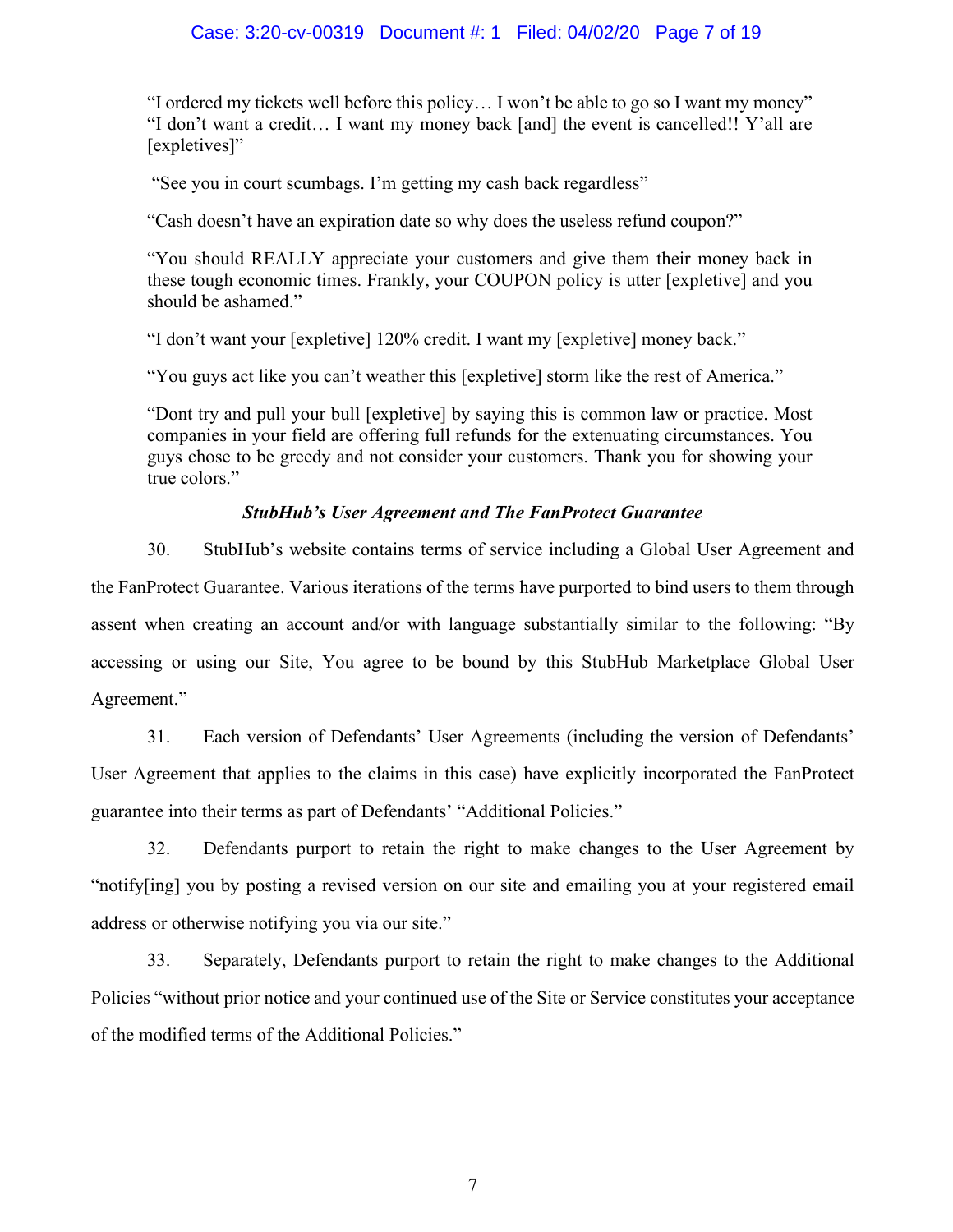"I ordered my tickets well before this policy… I won't be able to go so I want my money" "I don't want a credit… I want my money back [and] the event is cancelled!! Y'all are [expletives]"

"See you in court scumbags. I'm getting my cash back regardless"

"Cash doesn't have an expiration date so why does the useless refund coupon?"

"You should REALLY appreciate your customers and give them their money back in these tough economic times. Frankly, your COUPON policy is utter [expletive] and you should be ashamed."

"I don't want your [expletive] 120% credit. I want my [expletive] money back."

"You guys act like you can't weather this [expletive] storm like the rest of America."

"Dont try and pull your bull [expletive] by saying this is common law or practice. Most companies in your field are offering full refunds for the extenuating circumstances. You guys chose to be greedy and not consider your customers. Thank you for showing your true colors."

***StubHub's User Agreement and The FanProtect Guarantee***

30. StubHub's website contains terms of service including a Global User Agreement and the FanProtect Guarantee. Various iterations of the terms have purported to bind users to them through assent when creating an account and/or with language substantially similar to the following: "By accessing or using our Site, You agree to be bound by this StubHub Marketplace Global User Agreement."

31. Each version of Defendants' User Agreements (including the version of Defendants' User Agreement that applies to the claims in this case) have explicitly incorporated the FanProtect guarantee into their terms as part of Defendants' "Additional Policies."

32. Defendants purport to retain the right to make changes to the User Agreement by "notify[ing] you by posting a revised version on our site and emailing you at your registered email address or otherwise notifying you via our site."

33. Separately, Defendants purport to retain the right to make changes to the Additional Policies "without prior notice and your continued use of the Site or Service constitutes your acceptance of the modified terms of the Additional Policies."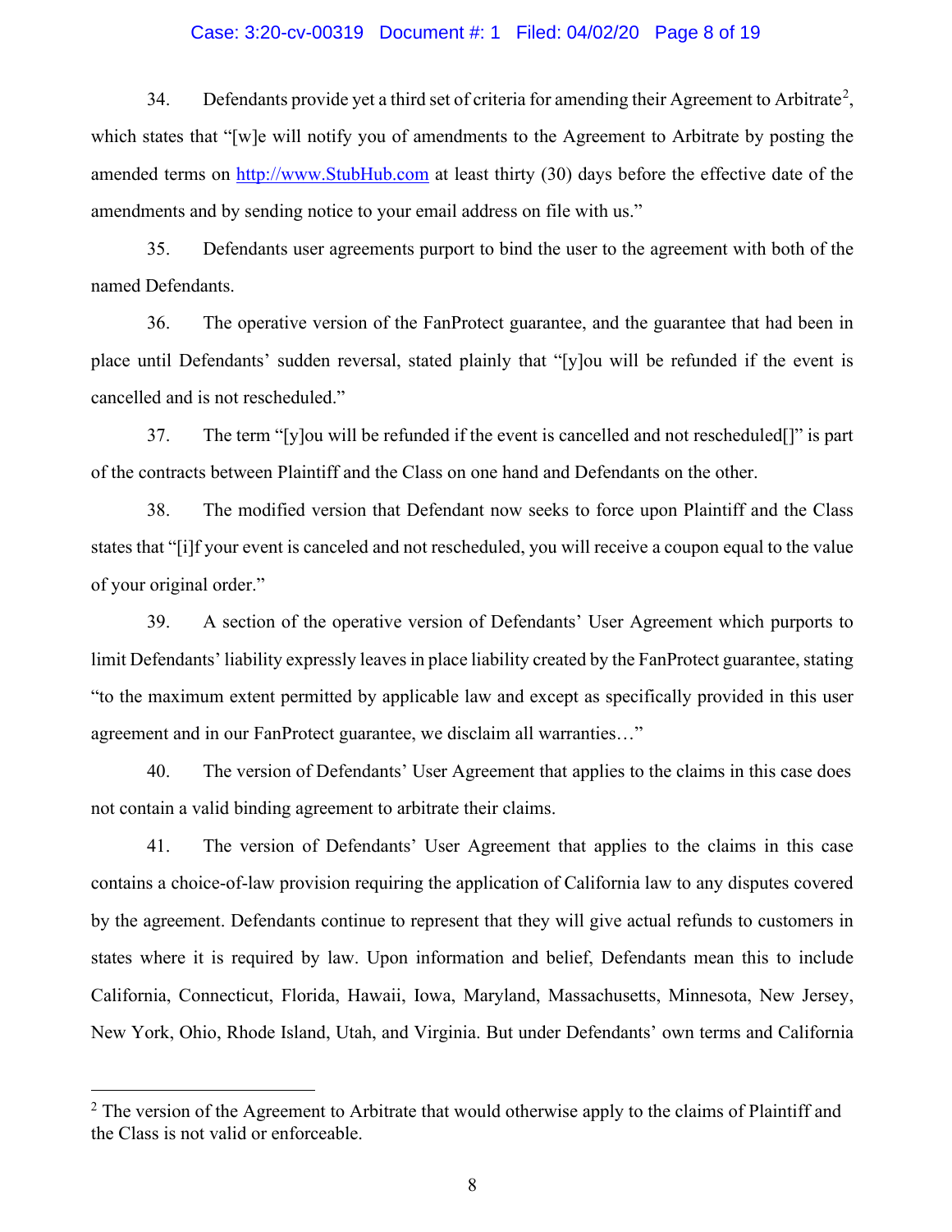34. Defendants provide yet a third set of criteria for amending their Agreement to Arbitrate[2], which states that "[w]e will notify you of amendments to the Agreement to Arbitrate by posting the amended terms on http://www.StubHub.com at least thirty (30) days before the effective date of the amendments and by sending notice to your email address on file with us."

35. Defendants user agreements purport to bind the user to the agreement with both of the named Defendants.

36. The operative version of the FanProtect guarantee, and the guarantee that had been in place until Defendants' sudden reversal, stated plainly that "[y]ou will be refunded if the event is cancelled and is not rescheduled."

37. The term "[y]ou will be refunded if the event is cancelled and not rescheduled[]" is part of the contracts between Plaintiff and the Class on one hand and Defendants on the other.

38. The modified version that Defendant now seeks to force upon Plaintiff and the Class states that "[i]f your event is canceled and not rescheduled, you will receive a coupon equal to the value of your original order."

39. A section of the operative version of Defendants' User Agreement which purports to limit Defendants' liability expressly leaves in place liability created by the FanProtect guarantee, stating "to the maximum extent permitted by applicable law and except as specifically provided in this user agreement and in our FanProtect guarantee, we disclaim all warranties…"

40. The version of Defendants' User Agreement that applies to the claims in this case does not contain a valid binding agreement to arbitrate their claims.

41. The version of Defendants' User Agreement that applies to the claims in this case contains a choice-of-law provision requiring the application of California law to any disputes covered by the agreement. Defendants continue to represent that they will give actual refunds to customers in states where it is required by law. Upon information and belief, Defendants mean this to include California, Connecticut, Florida, Hawaii, Iowa, Maryland, Massachusetts, Minnesota, New Jersey, New York, Ohio, Rhode Island, Utah, and Virginia. But under Defendants' own terms and California

[2] The version of the Agreement to Arbitrate that would otherwise apply to the claims of Plaintiff and the Class is not valid or enforceable.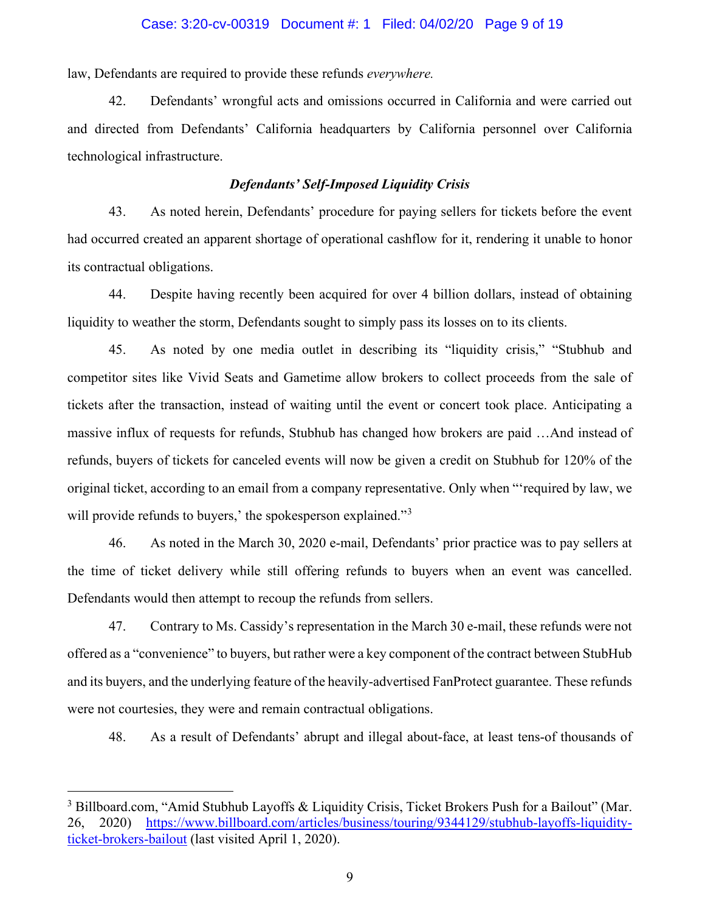law, Defendants are required to provide these refunds *everywhere.*

42. Defendants' wrongful acts and omissions occurred in California and were carried out and directed from Defendants' California headquarters by California personnel over California technological infrastructure.

### *Defendants' Self-Imposed Liquidity Crisis*

43. As noted herein, Defendants' procedure for paying sellers for tickets before the event had occurred created an apparent shortage of operational cashflow for it, rendering it unable to honor its contractual obligations.

44. Despite having recently been acquired for over 4 billion dollars, instead of obtaining liquidity to weather the storm, Defendants sought to simply pass its losses on to its clients.

45. As noted by one media outlet in describing its "liquidity crisis," "Stubhub and competitor sites like Vivid Seats and Gametime allow brokers to collect proceeds from the sale of tickets after the transaction, instead of waiting until the event or concert took place. Anticipating a massive influx of requests for refunds, Stubhub has changed how brokers are paid …And instead of refunds, buyers of tickets for canceled events will now be given a credit on Stubhub for 120% of the original ticket, according to an email from a company representative. Only when "'required by law, we will provide refunds to buyers,' the spokesperson explained."[3]

46. As noted in the March 30, 2020 e-mail, Defendants' prior practice was to pay sellers at the time of ticket delivery while still offering refunds to buyers when an event was cancelled. Defendants would then attempt to recoup the refunds from sellers.

47. Contrary to Ms. Cassidy's representation in the March 30 e-mail, these refunds were not offered as a "convenience" to buyers, but rather were a key component of the contract between StubHub and its buyers, and the underlying feature of the heavily-advertised FanProtect guarantee. These refunds were not courtesies, they were and remain contractual obligations.

48. As a result of Defendants' abrupt and illegal about-face, at least tens-of thousands of

---

[3] Billboard.com, "Amid Stubhub Layoffs & Liquidity Crisis, Ticket Brokers Push for a Bailout" (Mar. 26, 2020) https://www.billboard.com/articles/business/touring/9344129/stubhub-layoffs-liquidity-ticket-brokers-bailout (last visited April 1, 2020).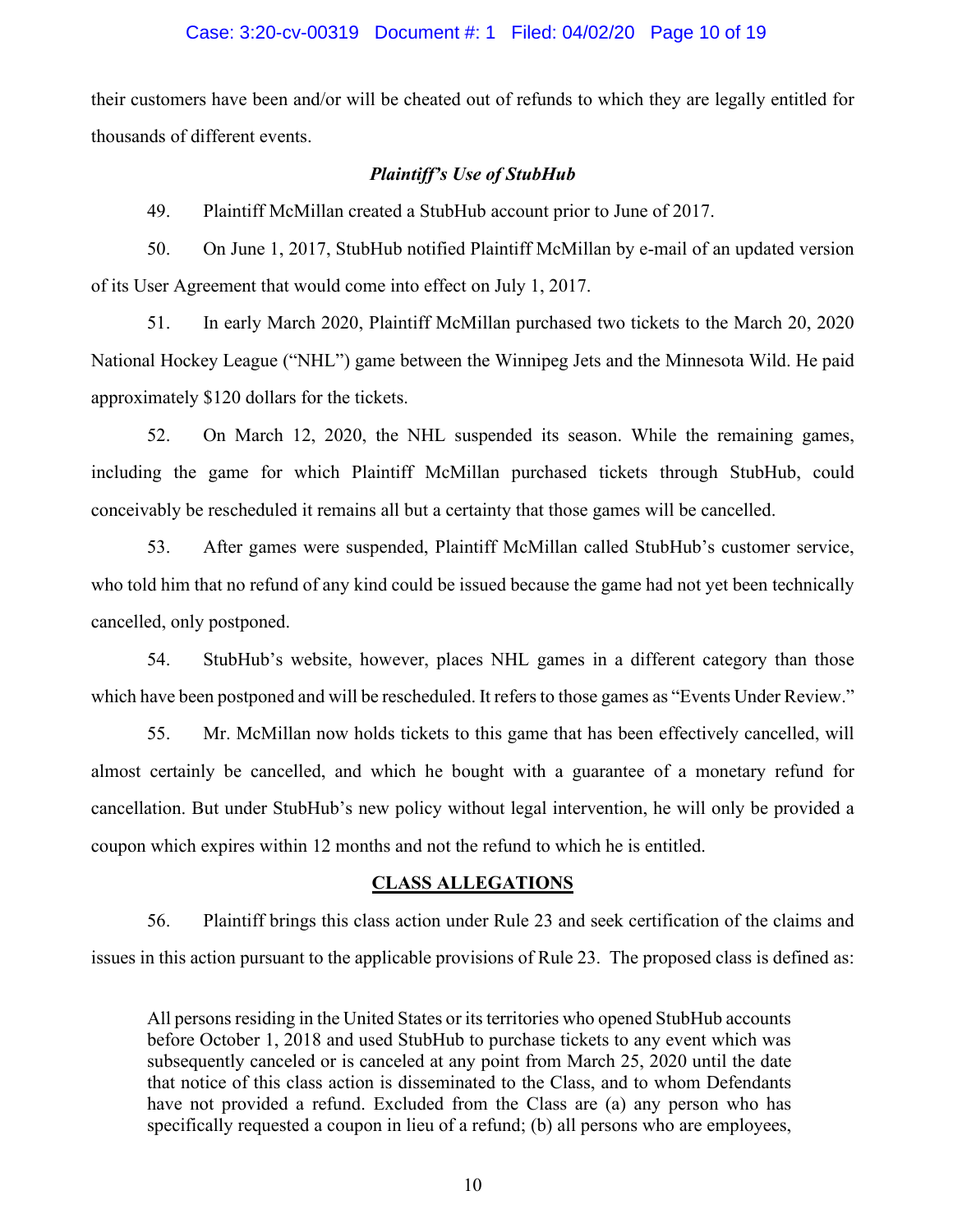their customers have been and/or will be cheated out of refunds to which they are legally entitled for thousands of different events.

### *Plaintiff's Use of StubHub*

49. Plaintiff McMillan created a StubHub account prior to June of 2017.

50. On June 1, 2017, StubHub notified Plaintiff McMillan by e-mail of an updated version of its User Agreement that would come into effect on July 1, 2017.

51. In early March 2020, Plaintiff McMillan purchased two tickets to the March 20, 2020 National Hockey League ("NHL") game between the Winnipeg Jets and the Minnesota Wild. He paid approximately $120 dollars for the tickets.

52. On March 12, 2020, the NHL suspended its season. While the remaining games, including the game for which Plaintiff McMillan purchased tickets through StubHub, could conceivably be rescheduled it remains all but a certainty that those games will be cancelled.

53. After games were suspended, Plaintiff McMillan called StubHub's customer service, who told him that no refund of any kind could be issued because the game had not yet been technically cancelled, only postponed.

54. StubHub's website, however, places NHL games in a different category than those which have been postponed and will be rescheduled. It refers to those games as "Events Under Review."

55. Mr. McMillan now holds tickets to this game that has been effectively cancelled, will almost certainly be cancelled, and which he bought with a guarantee of a monetary refund for cancellation. But under StubHub's new policy without legal intervention, he will only be provided a coupon which expires within 12 months and not the refund to which he is entitled.

## CLASS ALLEGATIONS

56. Plaintiff brings this class action under Rule 23 and seek certification of the claims and issues in this action pursuant to the applicable provisions of Rule 23. The proposed class is defined as:

> All persons residing in the United States or its territories who opened StubHub accounts before October 1, 2018 and used StubHub to purchase tickets to any event which was subsequently canceled or is canceled at any point from March 25, 2020 until the date that notice of this class action is disseminated to the Class, and to whom Defendants have not provided a refund. Excluded from the Class are (a) any person who has specifically requested a coupon in lieu of a refund; (b) all persons who are employees,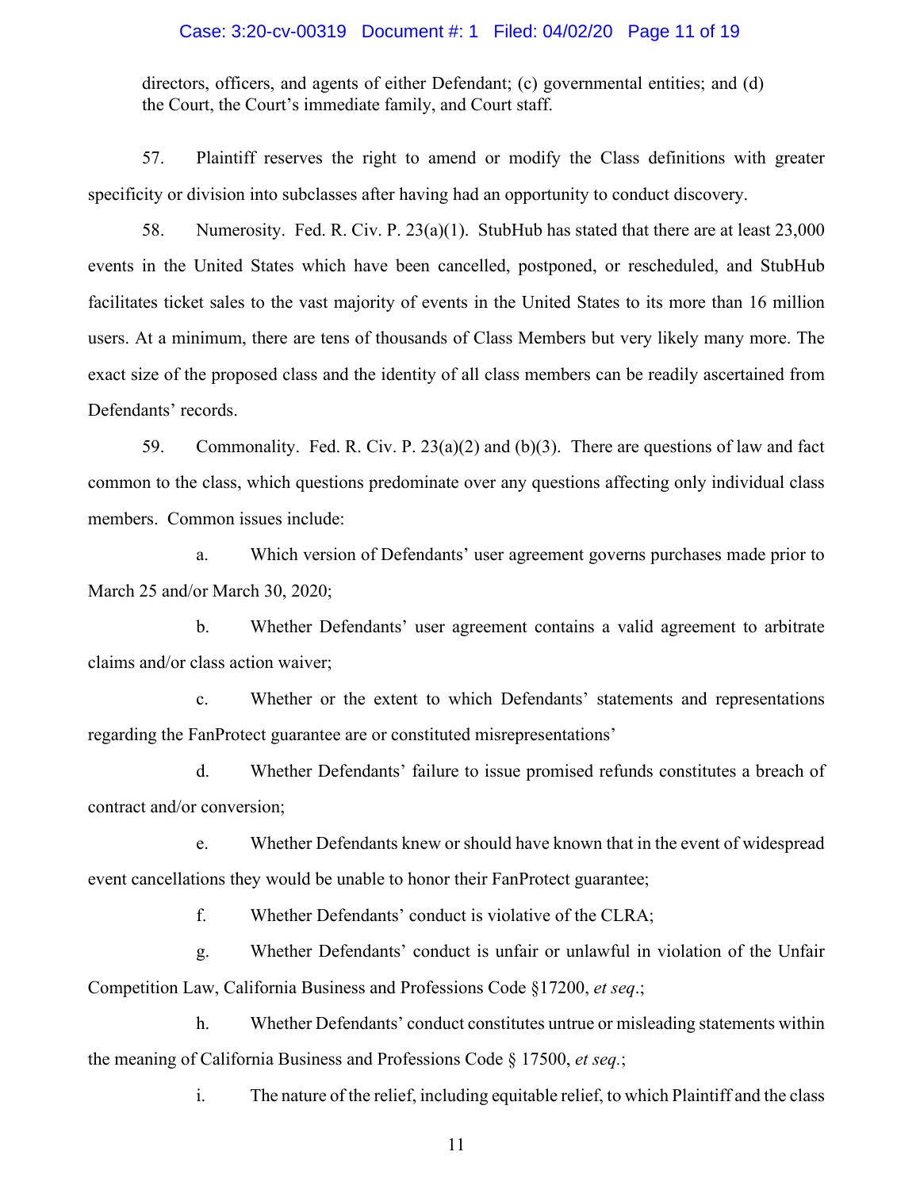directors, officers, and agents of either Defendant; (c) governmental entities; and (d) the Court, the Court's immediate family, and Court staff.

57. Plaintiff reserves the right to amend or modify the Class definitions with greater specificity or division into subclasses after having had an opportunity to conduct discovery.

58. Numerosity. Fed. R. Civ. P. 23(a)(1). StubHub has stated that there are at least 23,000 events in the United States which have been cancelled, postponed, or rescheduled, and StubHub facilitates ticket sales to the vast majority of events in the United States to its more than 16 million users. At a minimum, there are tens of thousands of Class Members but very likely many more. The exact size of the proposed class and the identity of all class members can be readily ascertained from Defendants' records.

59. Commonality. Fed. R. Civ. P. 23(a)(2) and (b)(3). There are questions of law and fact common to the class, which questions predominate over any questions affecting only individual class members. Common issues include:

a. Which version of Defendants' user agreement governs purchases made prior to March 25 and/or March 30, 2020;

b. Whether Defendants' user agreement contains a valid agreement to arbitrate claims and/or class action waiver;

c. Whether or the extent to which Defendants' statements and representations regarding the FanProtect guarantee are or constituted misrepresentations'

d. Whether Defendants' failure to issue promised refunds constitutes a breach of contract and/or conversion;

e. Whether Defendants knew or should have known that in the event of widespread event cancellations they would be unable to honor their FanProtect guarantee;

f. Whether Defendants' conduct is violative of the CLRA;

g. Whether Defendants' conduct is unfair or unlawful in violation of the Unfair Competition Law, California Business and Professions Code §17200, *et seq*.;

h. Whether Defendants' conduct constitutes untrue or misleading statements within the meaning of California Business and Professions Code § 17500, *et seq*.;

i. The nature of the relief, including equitable relief, to which Plaintiff and the class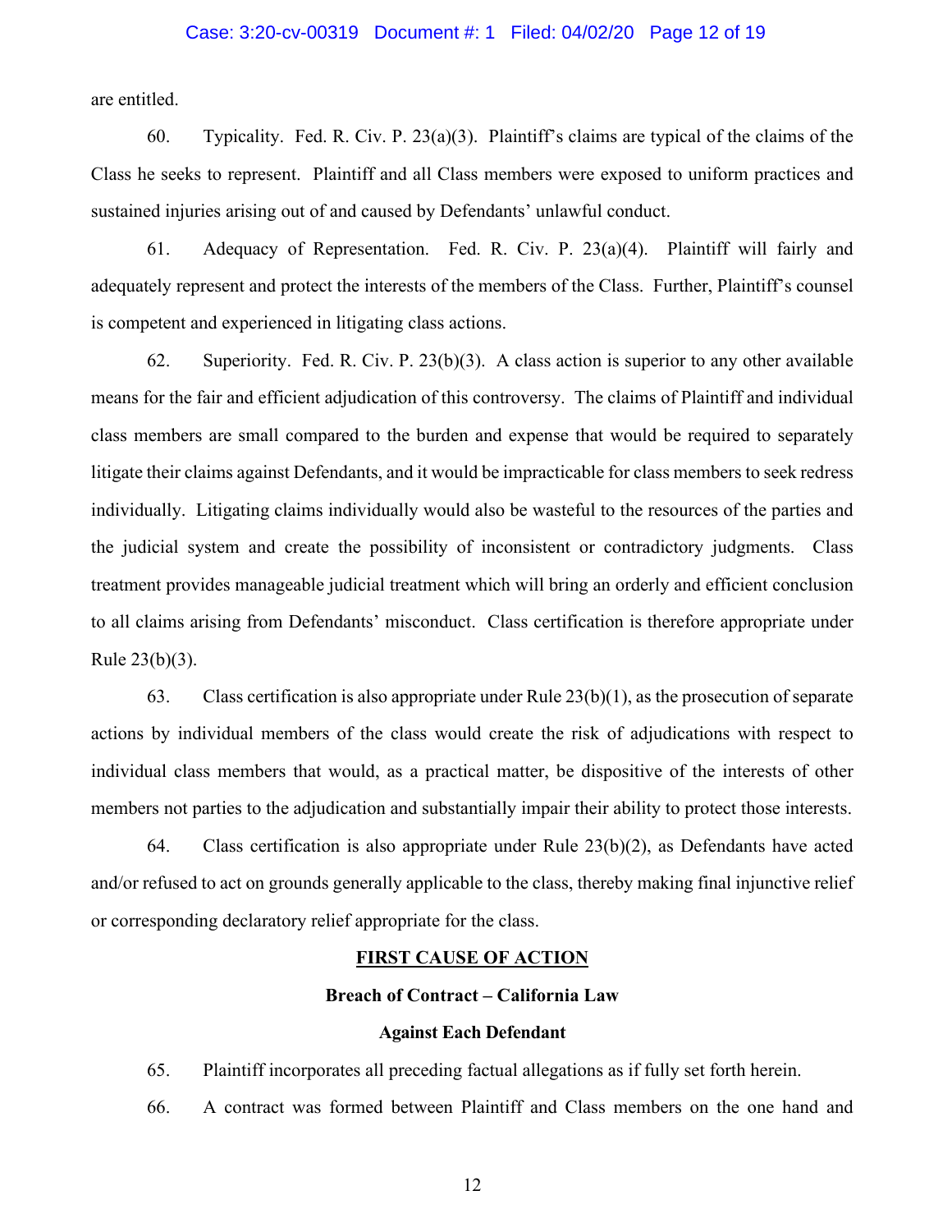are entitled.

60. Typicality. Fed. R. Civ. P. 23(a)(3). Plaintiff's claims are typical of the claims of the Class he seeks to represent. Plaintiff and all Class members were exposed to uniform practices and sustained injuries arising out of and caused by Defendants' unlawful conduct.

61. Adequacy of Representation. Fed. R. Civ. P. 23(a)(4). Plaintiff will fairly and adequately represent and protect the interests of the members of the Class. Further, Plaintiff's counsel is competent and experienced in litigating class actions.

62. Superiority. Fed. R. Civ. P. 23(b)(3). A class action is superior to any other available means for the fair and efficient adjudication of this controversy. The claims of Plaintiff and individual class members are small compared to the burden and expense that would be required to separately litigate their claims against Defendants, and it would be impracticable for class members to seek redress individually. Litigating claims individually would also be wasteful to the resources of the parties and the judicial system and create the possibility of inconsistent or contradictory judgments. Class treatment provides manageable judicial treatment which will bring an orderly and efficient conclusion to all claims arising from Defendants' misconduct. Class certification is therefore appropriate under Rule 23(b)(3).

63. Class certification is also appropriate under Rule 23(b)(1), as the prosecution of separate actions by individual members of the class would create the risk of adjudications with respect to individual class members that would, as a practical matter, be dispositive of the interests of other members not parties to the adjudication and substantially impair their ability to protect those interests.

64. Class certification is also appropriate under Rule 23(b)(2), as Defendants have acted and/or refused to act on grounds generally applicable to the class, thereby making final injunctive relief or corresponding declaratory relief appropriate for the class.

## FIRST CAUSE OF ACTION

### Breach of Contract – California Law

### Against Each Defendant

65. Plaintiff incorporates all preceding factual allegations as if fully set forth herein.

66. A contract was formed between Plaintiff and Class members on the one hand and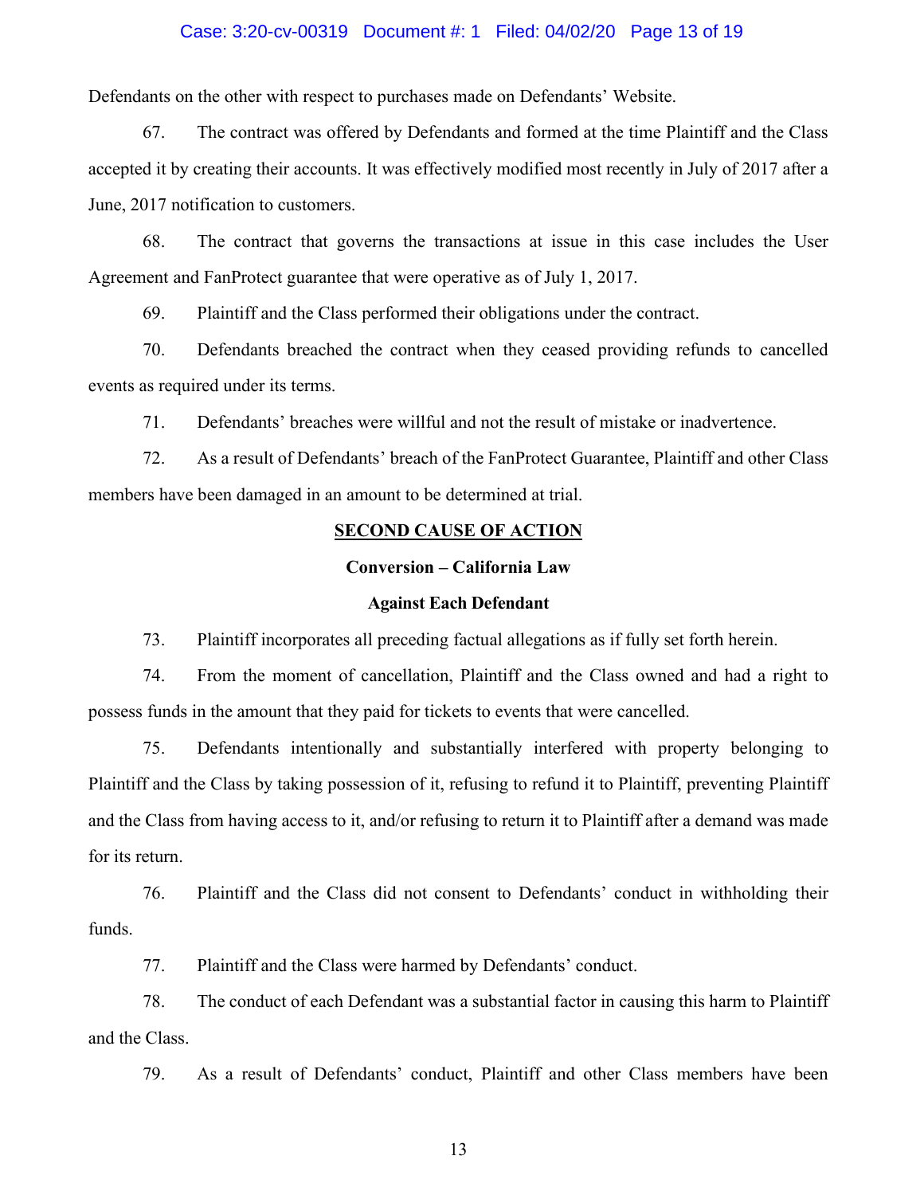Defendants on the other with respect to purchases made on Defendants' Website.

67. The contract was offered by Defendants and formed at the time Plaintiff and the Class accepted it by creating their accounts. It was effectively modified most recently in July of 2017 after a June, 2017 notification to customers.

68. The contract that governs the transactions at issue in this case includes the User Agreement and FanProtect guarantee that were operative as of July 1, 2017.

69. Plaintiff and the Class performed their obligations under the contract.

70. Defendants breached the contract when they ceased providing refunds to cancelled events as required under its terms.

71. Defendants' breaches were willful and not the result of mistake or inadvertence.

72. As a result of Defendants' breach of the FanProtect Guarantee, Plaintiff and other Class members have been damaged in an amount to be determined at trial.

## <u>SECOND CAUSE OF ACTION</u>

### Conversion – California Law

### Against Each Defendant

73. Plaintiff incorporates all preceding factual allegations as if fully set forth herein.

74. From the moment of cancellation, Plaintiff and the Class owned and had a right to possess funds in the amount that they paid for tickets to events that were cancelled.

75. Defendants intentionally and substantially interfered with property belonging to Plaintiff and the Class by taking possession of it, refusing to refund it to Plaintiff, preventing Plaintiff and the Class from having access to it, and/or refusing to return it to Plaintiff after a demand was made for its return.

76. Plaintiff and the Class did not consent to Defendants' conduct in withholding their funds.

77. Plaintiff and the Class were harmed by Defendants' conduct.

78. The conduct of each Defendant was a substantial factor in causing this harm to Plaintiff and the Class.

79. As a result of Defendants' conduct, Plaintiff and other Class members have been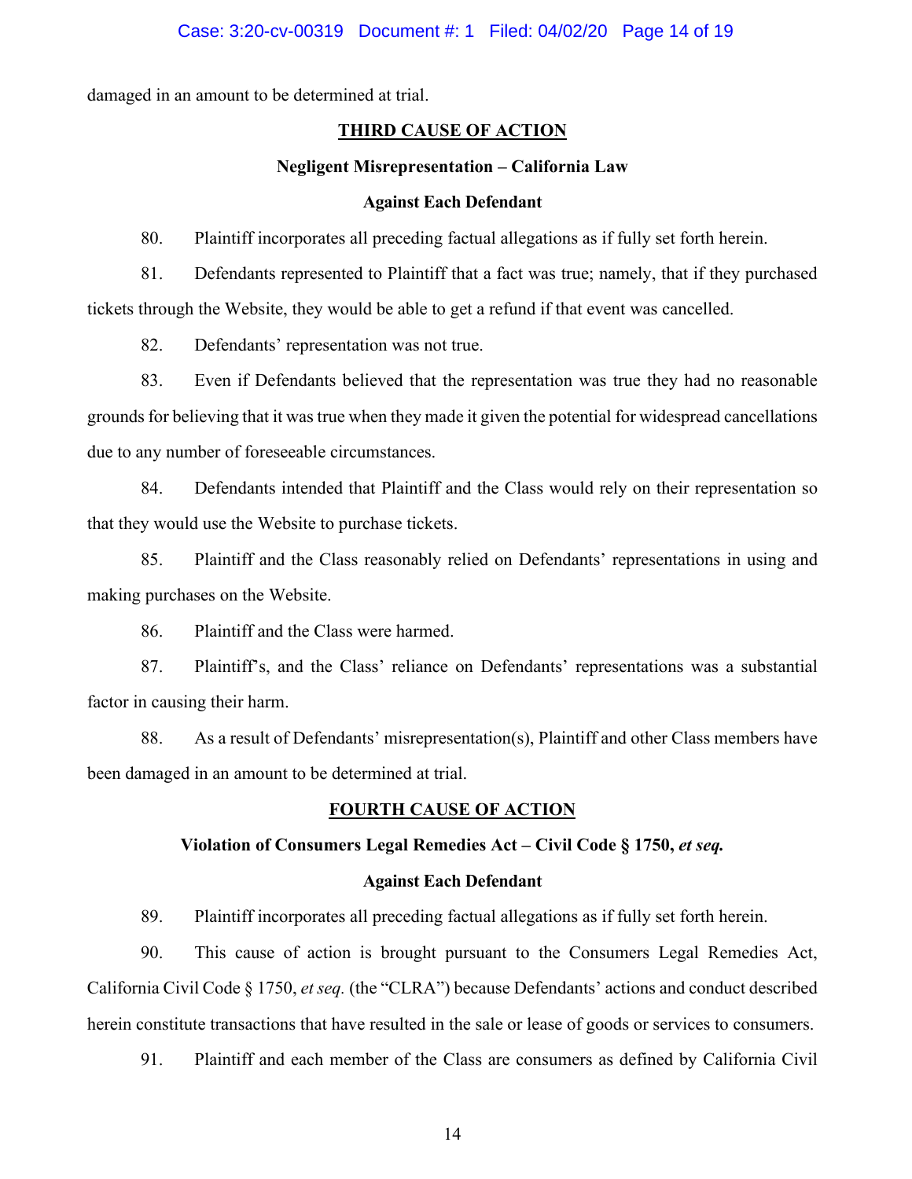damaged in an amount to be determined at trial.

## THIRD CAUSE OF ACTION

### Negligent Misrepresentation – California Law

### Against Each Defendant

80. Plaintiff incorporates all preceding factual allegations as if fully set forth herein.

81. Defendants represented to Plaintiff that a fact was true; namely, that if they purchased tickets through the Website, they would be able to get a refund if that event was cancelled.

82. Defendants' representation was not true.

83. Even if Defendants believed that the representation was true they had no reasonable grounds for believing that it was true when they made it given the potential for widespread cancellations due to any number of foreseeable circumstances.

84. Defendants intended that Plaintiff and the Class would rely on their representation so that they would use the Website to purchase tickets.

85. Plaintiff and the Class reasonably relied on Defendants' representations in using and making purchases on the Website.

86. Plaintiff and the Class were harmed.

87. Plaintiff's, and the Class' reliance on Defendants' representations was a substantial factor in causing their harm.

88. As a result of Defendants' misrepresentation(s), Plaintiff and other Class members have been damaged in an amount to be determined at trial.

## FOURTH CAUSE OF ACTION

### Violation of Consumers Legal Remedies Act – Civil Code § 1750, *et seq.*

### Against Each Defendant

89. Plaintiff incorporates all preceding factual allegations as if fully set forth herein.

90. This cause of action is brought pursuant to the Consumers Legal Remedies Act, California Civil Code § 1750, *et seq.* (the "CLRA") because Defendants' actions and conduct described herein constitute transactions that have resulted in the sale or lease of goods or services to consumers.

91. Plaintiff and each member of the Class are consumers as defined by California Civil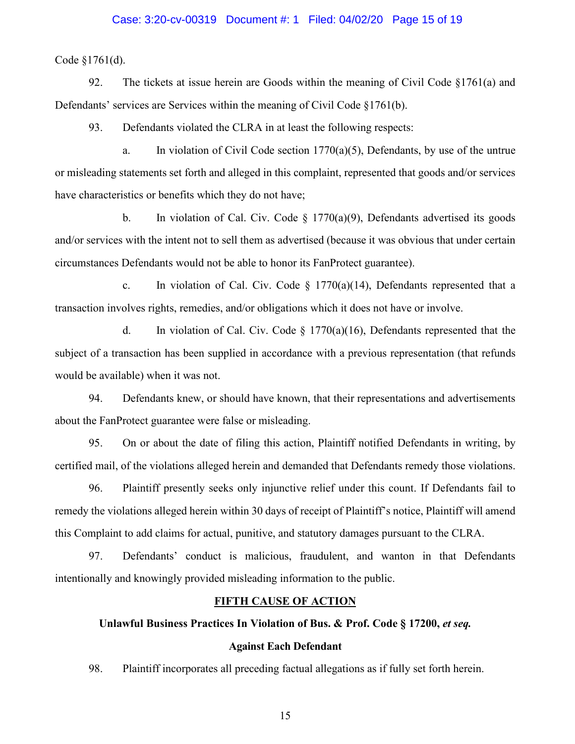Code §1761(d).

92. The tickets at issue herein are Goods within the meaning of Civil Code §1761(a) and Defendants' services are Services within the meaning of Civil Code §1761(b).

93. Defendants violated the CLRA in at least the following respects:

a. In violation of Civil Code section 1770(a)(5), Defendants, by use of the untrue or misleading statements set forth and alleged in this complaint, represented that goods and/or services have characteristics or benefits which they do not have;

b. In violation of Cal. Civ. Code § 1770(a)(9), Defendants advertised its goods and/or services with the intent not to sell them as advertised (because it was obvious that under certain circumstances Defendants would not be able to honor its FanProtect guarantee).

c. In violation of Cal. Civ. Code § 1770(a)(14), Defendants represented that a transaction involves rights, remedies, and/or obligations which it does not have or involve.

d. In violation of Cal. Civ. Code § 1770(a)(16), Defendants represented that the subject of a transaction has been supplied in accordance with a previous representation (that refunds would be available) when it was not.

94. Defendants knew, or should have known, that their representations and advertisements about the FanProtect guarantee were false or misleading.

95. On or about the date of filing this action, Plaintiff notified Defendants in writing, by certified mail, of the violations alleged herein and demanded that Defendants remedy those violations.

96. Plaintiff presently seeks only injunctive relief under this count. If Defendants fail to remedy the violations alleged herein within 30 days of receipt of Plaintiff's notice, Plaintiff will amend this Complaint to add claims for actual, punitive, and statutory damages pursuant to the CLRA.

97. Defendants' conduct is malicious, fraudulent, and wanton in that Defendants intentionally and knowingly provided misleading information to the public.

## FIFTH CAUSE OF ACTION

**Unlawful Business Practices In Violation of Bus. & Prof. Code § 17200, *et seq.***

**Against Each Defendant**

98. Plaintiff incorporates all preceding factual allegations as if fully set forth herein.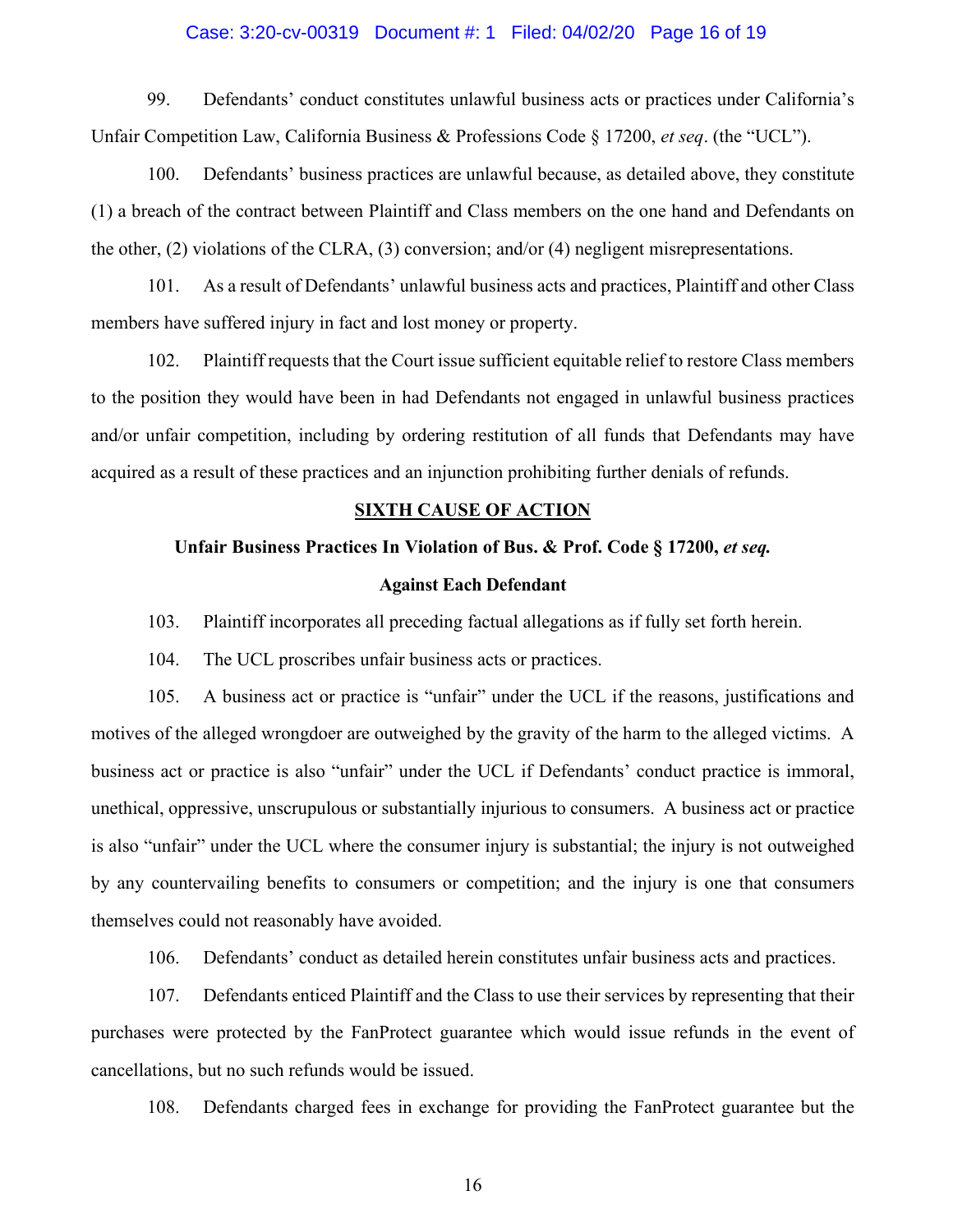99. Defendants' conduct constitutes unlawful business acts or practices under California's Unfair Competition Law, California Business & Professions Code § 17200, *et seq*. (the "UCL").

100. Defendants' business practices are unlawful because, as detailed above, they constitute (1) a breach of the contract between Plaintiff and Class members on the one hand and Defendants on the other, (2) violations of the CLRA, (3) conversion; and/or (4) negligent misrepresentations.

101. As a result of Defendants' unlawful business acts and practices, Plaintiff and other Class members have suffered injury in fact and lost money or property.

102. Plaintiff requests that the Court issue sufficient equitable relief to restore Class members to the position they would have been in had Defendants not engaged in unlawful business practices and/or unfair competition, including by ordering restitution of all funds that Defendants may have acquired as a result of these practices and an injunction prohibiting further denials of refunds.

## SIXTH CAUSE OF ACTION

### Unfair Business Practices In Violation of Bus. & Prof. Code § 17200, *et seq.*

### Against Each Defendant

103. Plaintiff incorporates all preceding factual allegations as if fully set forth herein.

104. The UCL proscribes unfair business acts or practices.

105. A business act or practice is "unfair" under the UCL if the reasons, justifications and motives of the alleged wrongdoer are outweighed by the gravity of the harm to the alleged victims. A business act or practice is also "unfair" under the UCL if Defendants' conduct practice is immoral, unethical, oppressive, unscrupulous or substantially injurious to consumers. A business act or practice is also "unfair" under the UCL where the consumer injury is substantial; the injury is not outweighed by any countervailing benefits to consumers or competition; and the injury is one that consumers themselves could not reasonably have avoided.

106. Defendants' conduct as detailed herein constitutes unfair business acts and practices.

107. Defendants enticed Plaintiff and the Class to use their services by representing that their purchases were protected by the FanProtect guarantee which would issue refunds in the event of cancellations, but no such refunds would be issued.

108. Defendants charged fees in exchange for providing the FanProtect guarantee but the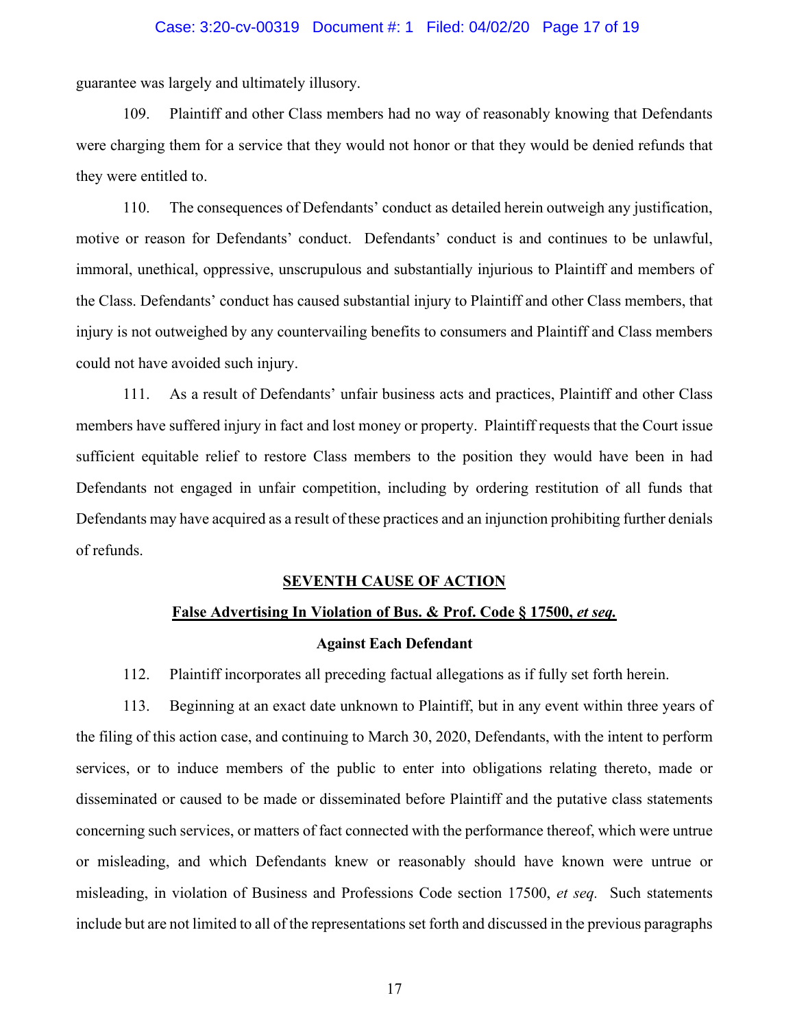guarantee was largely and ultimately illusory.

109. Plaintiff and other Class members had no way of reasonably knowing that Defendants were charging them for a service that they would not honor or that they would be denied refunds that they were entitled to.

110. The consequences of Defendants' conduct as detailed herein outweigh any justification, motive or reason for Defendants' conduct. Defendants' conduct is and continues to be unlawful, immoral, unethical, oppressive, unscrupulous and substantially injurious to Plaintiff and members of the Class. Defendants' conduct has caused substantial injury to Plaintiff and other Class members, that injury is not outweighed by any countervailing benefits to consumers and Plaintiff and Class members could not have avoided such injury.

111. As a result of Defendants' unfair business acts and practices, Plaintiff and other Class members have suffered injury in fact and lost money or property. Plaintiff requests that the Court issue sufficient equitable relief to restore Class members to the position they would have been in had Defendants not engaged in unfair competition, including by ordering restitution of all funds that Defendants may have acquired as a result of these practices and an injunction prohibiting further denials of refunds.

## SEVENTH CAUSE OF ACTION

## False Advertising In Violation of Bus. & Prof. Code § 17500, *et seq.*

### Against Each Defendant

112. Plaintiff incorporates all preceding factual allegations as if fully set forth herein.

113. Beginning at an exact date unknown to Plaintiff, but in any event within three years of the filing of this action case, and continuing to March 30, 2020, Defendants, with the intent to perform services, or to induce members of the public to enter into obligations relating thereto, made or disseminated or caused to be made or disseminated before Plaintiff and the putative class statements concerning such services, or matters of fact connected with the performance thereof, which were untrue or misleading, and which Defendants knew or reasonably should have known were untrue or misleading, in violation of Business and Professions Code section 17500, *et seq.* Such statements include but are not limited to all of the representations set forth and discussed in the previous paragraphs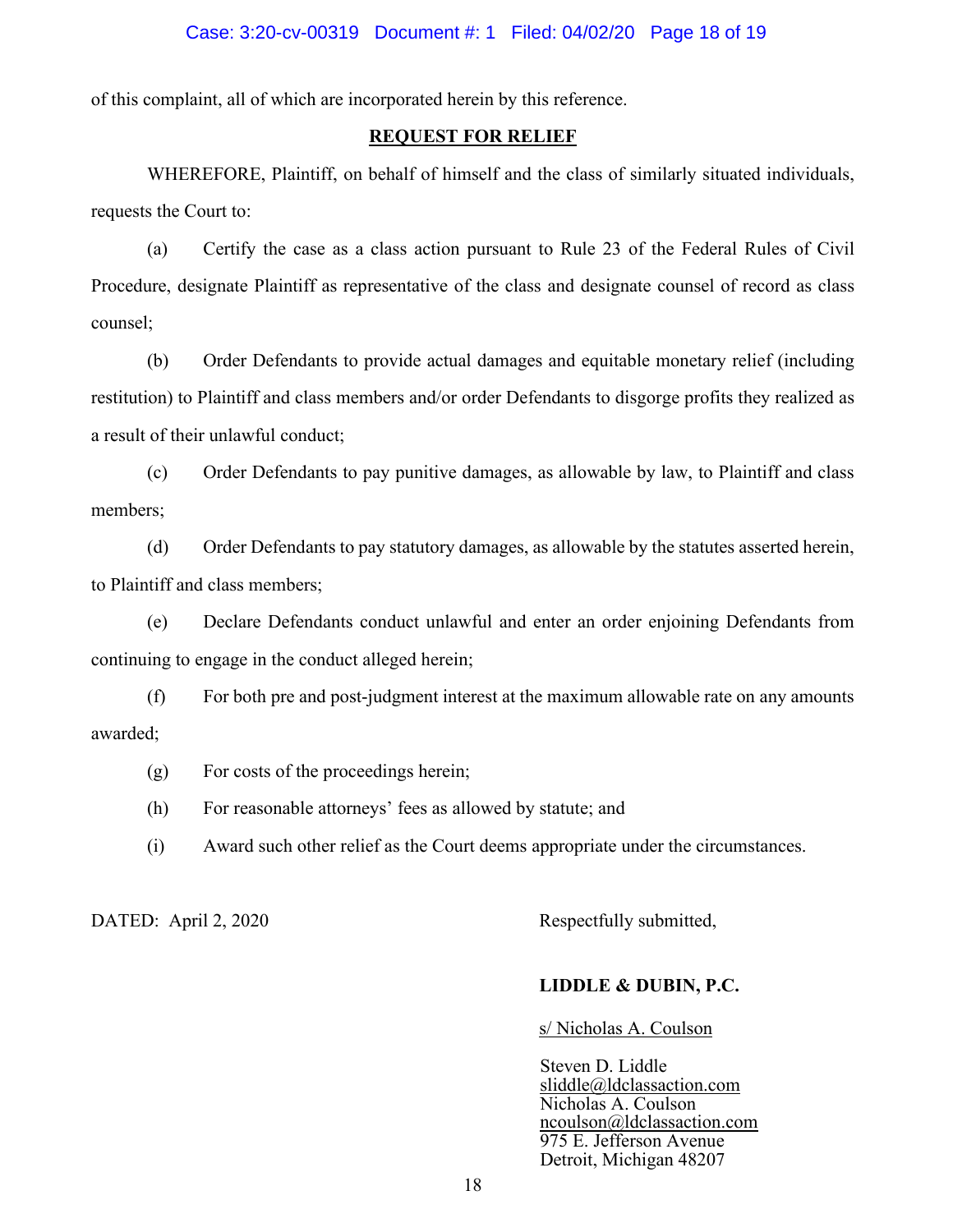of this complaint, all of which are incorporated herein by this reference.

## REQUEST FOR RELIEF

WHEREFORE, Plaintiff, on behalf of himself and the class of similarly situated individuals, requests the Court to:

(a) Certify the case as a class action pursuant to Rule 23 of the Federal Rules of Civil Procedure, designate Plaintiff as representative of the class and designate counsel of record as class counsel;

(b) Order Defendants to provide actual damages and equitable monetary relief (including restitution) to Plaintiff and class members and/or order Defendants to disgorge profits they realized as a result of their unlawful conduct;

(c) Order Defendants to pay punitive damages, as allowable by law, to Plaintiff and class members;

(d) Order Defendants to pay statutory damages, as allowable by the statutes asserted herein, to Plaintiff and class members;

(e) Declare Defendants conduct unlawful and enter an order enjoining Defendants from continuing to engage in the conduct alleged herein;

(f) For both pre and post-judgment interest at the maximum allowable rate on any amounts awarded;

(g) For costs of the proceedings herein;

(h) For reasonable attorneys' fees as allowed by statute; and

(i) Award such other relief as the Court deems appropriate under the circumstances.

DATED: April 2, 2020

Respectfully submitted,

**LIDDLE & DUBIN, P.C.**

s/ Nicholas A. Coulson

Steven D. Liddle
sliddle@ldclassaction.com
Nicholas A. Coulson
ncoulson@ldclassaction.com
975 E. Jefferson Avenue
Detroit, Michigan 48207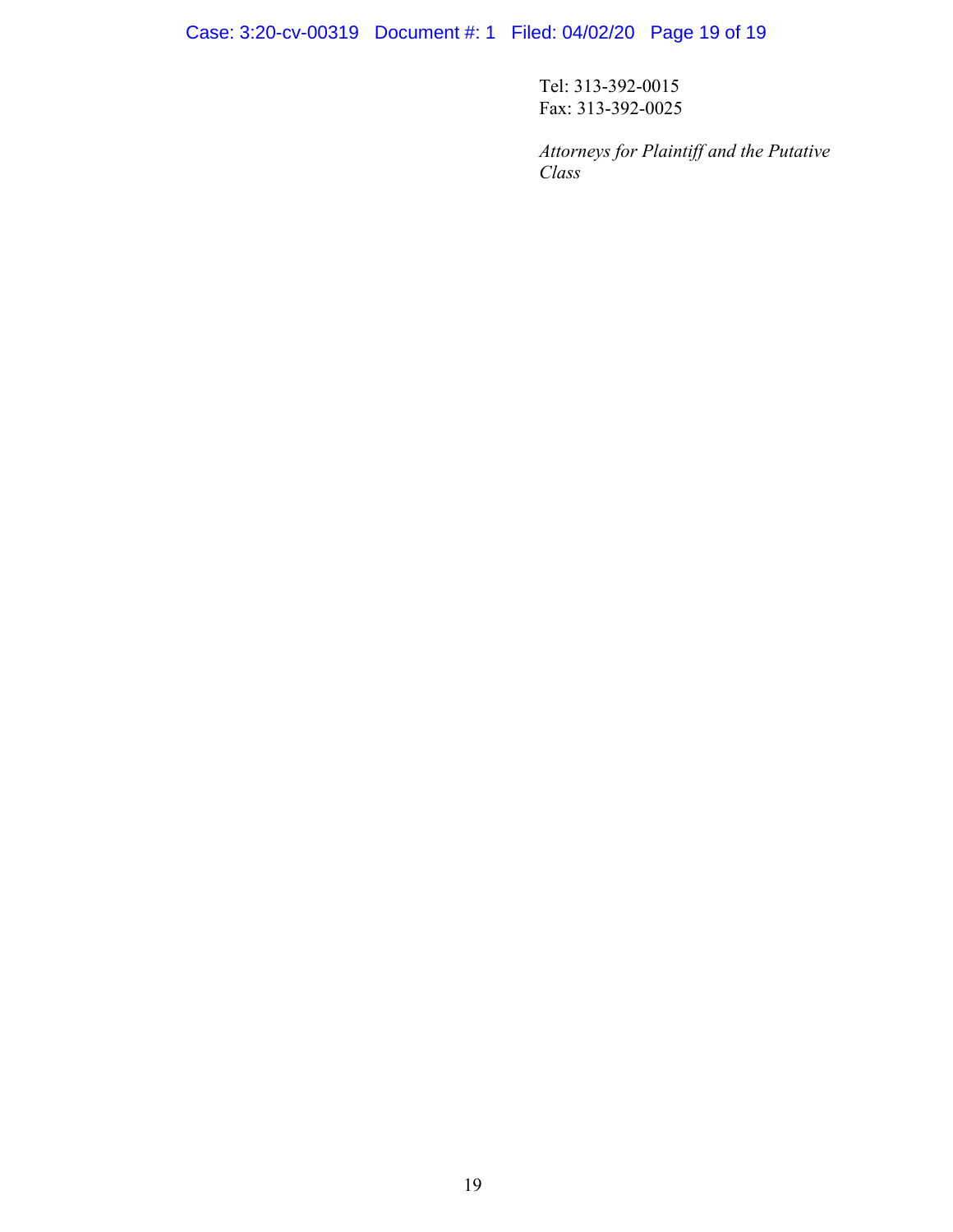Tel: 313-392-0015
Fax: 313-392-0025

*Attorneys for Plaintiff and the Putative Class*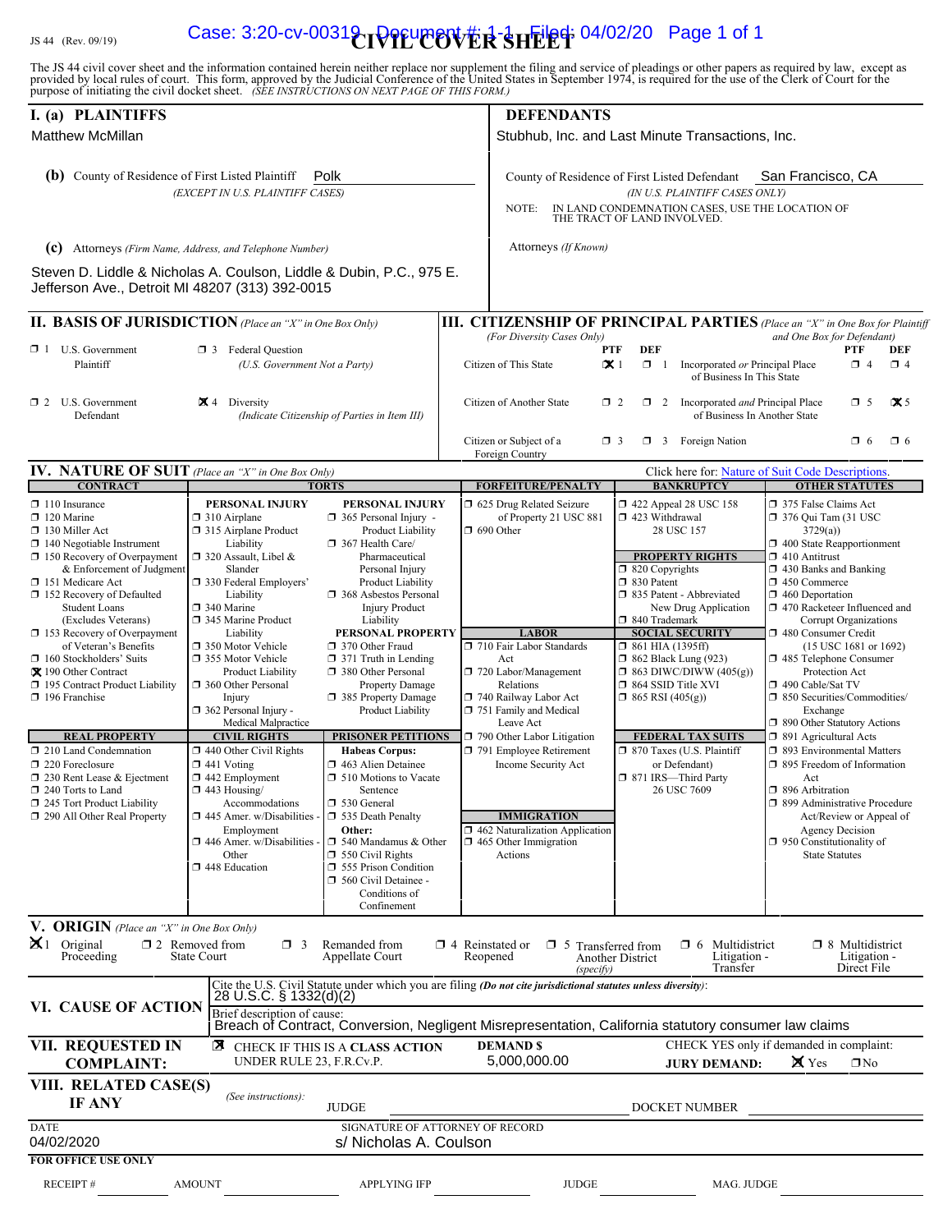JS 44 (Rev. 09/19)

# CIVIL COVER SHEET

The JS 44 civil cover sheet and the information contained herein neither replace nor supplement the filing and service of pleadings or other papers as required by law, except as provided by local rules of court. This form, approved by the Judicial Conference of the United States in September 1974, is required for the use of the Clerk of Court for the purpose of initiating the civil docket sheet. *(SEE INSTRUCTIONS ON NEXT PAGE OF THIS FORM.)*

## I. (a) PLAINTIFFS

Matthew McMillan

**(b)** County of Residence of First Listed Plaintiff: Polk
*(EXCEPT IN U.S. PLAINTIFF CASES)*

**(c)** Attorneys *(Firm Name, Address, and Telephone Number)*

Steven D. Liddle & Nicholas A. Coulson, Liddle & Dubin, P.C., 975 E. Jefferson Ave., Detroit MI 48207 (313) 392-0015

## DEFENDANTS

Stubhub, Inc. and Last Minute Transactions, Inc.

County of Residence of First Listed Defendant: San Francisco, CA
*(IN U.S. PLAINTIFF CASES ONLY)*

NOTE: IN LAND CONDEMNATION CASES, USE THE LOCATION OF THE TRACT OF LAND INVOLVED.

Attorneys *(If Known)*

## II. BASIS OF JURISDICTION *(Place an "X" in One Box Only)*

- ☐ 1 U.S. Government Plaintiff
- ☐ 3 Federal Question (U.S. Government Not a Party)
- ☐ 2 U.S. Government Defendant
- ☒ 4 Diversity (Indicate Citizenship of Parties in Item III)

## III. CITIZENSHIP OF PRINCIPAL PARTIES *(Place an "X" in One Box for Plaintiff and One Box for Defendant)* (For Diversity Cases Only)

| | PTF | DEF | | PTF | DEF |
|---|---|---|---|---|---|
| Citizen of This State | ☒ 1 | ☐ 1 | Incorporated *or* Principal Place of Business In This State | ☐ 4 | ☐ 4 |
| Citizen of Another State | ☐ 2 | ☐ 2 | Incorporated *and* Principal Place of Business In Another State | ☐ 5 | ☒ 5 |
| Citizen or Subject of a Foreign Country | ☐ 3 | ☐ 3 | Foreign Nation | ☐ 6 | ☐ 6 |

## IV. NATURE OF SUIT *(Place an "X" in One Box Only)*

Click here for: Nature of Suit Code Descriptions.

**CONTRACT**
- ☐ 110 Insurance
- ☐ 120 Marine
- ☐ 130 Miller Act
- ☐ 140 Negotiable Instrument
- ☐ 150 Recovery of Overpayment & Enforcement of Judgment
- ☐ 151 Medicare Act
- ☐ 152 Recovery of Defaulted Student Loans (Excludes Veterans)
- ☐ 153 Recovery of Overpayment of Veteran's Benefits
- ☐ 160 Stockholders' Suits
- ☒ 190 Other Contract
- ☐ 195 Contract Product Liability
- ☐ 196 Franchise

**REAL PROPERTY**
- ☐ 210 Land Condemnation
- ☐ 220 Foreclosure
- ☐ 230 Rent Lease & Ejectment
- ☐ 240 Torts to Land
- ☐ 245 Tort Product Liability
- ☐ 290 All Other Real Property

**TORTS — PERSONAL INJURY**
- ☐ 310 Airplane
- ☐ 315 Airplane Product Liability
- ☐ 320 Assault, Libel & Slander
- ☐ 330 Federal Employers' Liability
- ☐ 340 Marine
- ☐ 345 Marine Product Liability
- ☐ 350 Motor Vehicle
- ☐ 355 Motor Vehicle Product Liability
- ☐ 360 Other Personal Injury
- ☐ 362 Personal Injury - Medical Malpractice

**PERSONAL INJURY**
- ☐ 365 Personal Injury - Product Liability
- ☐ 367 Health Care/ Pharmaceutical Personal Injury Product Liability
- ☐ 368 Asbestos Personal Injury Product Liability

**PERSONAL PROPERTY**
- ☐ 370 Other Fraud
- ☐ 371 Truth in Lending
- ☐ 380 Other Personal Property Damage
- ☐ 385 Property Damage Product Liability

**CIVIL RIGHTS**
- ☐ 440 Other Civil Rights
- ☐ 441 Voting
- ☐ 442 Employment
- ☐ 443 Housing/ Accommodations
- ☐ 445 Amer. w/Disabilities - Employment
- ☐ 446 Amer. w/Disabilities - Other
- ☐ 448 Education

**PRISONER PETITIONS**
- Habeas Corpus:
- ☐ 463 Alien Detainee
- ☐ 510 Motions to Vacate Sentence
- ☐ 530 General
- ☐ 535 Death Penalty
- Other:
- ☐ 540 Mandamus & Other
- ☐ 550 Civil Rights
- ☐ 555 Prison Condition
- ☐ 560 Civil Detainee - Conditions of Confinement

**FORFEITURE/PENALTY**
- ☐ 625 Drug Related Seizure of Property 21 USC 881
- ☐ 690 Other

**LABOR**
- ☐ 710 Fair Labor Standards Act
- ☐ 720 Labor/Management Relations
- ☐ 740 Railway Labor Act
- ☐ 751 Family and Medical Leave Act
- ☐ 790 Other Labor Litigation
- ☐ 791 Employee Retirement Income Security Act

**IMMIGRATION**
- ☐ 462 Naturalization Application
- ☐ 465 Other Immigration Actions

**BANKRUPTCY**
- ☐ 422 Appeal 28 USC 158
- ☐ 423 Withdrawal 28 USC 157

**PROPERTY RIGHTS**
- ☐ 820 Copyrights
- ☐ 830 Patent
- ☐ 835 Patent - Abbreviated New Drug Application
- ☐ 840 Trademark

**SOCIAL SECURITY**
- ☐ 861 HIA (1395ff)
- ☐ 862 Black Lung (923)
- ☐ 863 DIWC/DIWW (405(g))
- ☐ 864 SSID Title XVI
- ☐ 865 RSI (405(g))

**FEDERAL TAX SUITS**
- ☐ 870 Taxes (U.S. Plaintiff or Defendant)
- ☐ 871 IRS—Third Party 26 USC 7609

**OTHER STATUTES**
- ☐ 375 False Claims Act
- ☐ 376 Qui Tam (31 USC 3729(a))
- ☐ 400 State Reapportionment
- ☐ 410 Antitrust
- ☐ 430 Banks and Banking
- ☐ 450 Commerce
- ☐ 460 Deportation
- ☐ 470 Racketeer Influenced and Corrupt Organizations
- ☐ 480 Consumer Credit (15 USC 1681 or 1692)
- ☐ 485 Telephone Consumer Protection Act
- ☐ 490 Cable/Sat TV
- ☐ 850 Securities/Commodities/ Exchange
- ☐ 890 Other Statutory Actions
- ☐ 891 Agricultural Acts
- ☐ 893 Environmental Matters
- ☐ 895 Freedom of Information Act
- ☐ 896 Arbitration
- ☐ 899 Administrative Procedure Act/Review or Appeal of Agency Decision
- ☐ 950 Constitutionality of State Statutes

## V. ORIGIN *(Place an "X" in One Box Only)*

- ☒ 1 Original Proceeding
- ☐ 2 Removed from State Court
- ☐ 3 Remanded from Appellate Court
- ☐ 4 Reinstated or Reopened
- ☐ 5 Transferred from Another District *(specify)*
- ☐ 6 Multidistrict Litigation - Transfer
- ☐ 8 Multidistrict Litigation - Direct File

## VI. CAUSE OF ACTION

Cite the U.S. Civil Statute under which you are filing *(Do not cite jurisdictional statutes unless diversity)*: 28 U.S.C. § 1332(d)(2)

Brief description of cause: Breach of Contract, Conversion, Negligent Misrepresentation, California statutory consumer law claims

## VII. REQUESTED IN COMPLAINT:

☒ CHECK IF THIS IS A **CLASS ACTION** UNDER RULE 23, F.R.Cv.P.

**DEMAND $** 5,000,000.00

CHECK YES only if demanded in complaint: **JURY DEMAND:** ☒ Yes ☐ No

## VIII. RELATED CASE(S) IF ANY

*(See instructions):* JUDGE ____ DOCKET NUMBER ____

DATE: 04/02/2020

SIGNATURE OF ATTORNEY OF RECORD: s/ Nicholas A. Coulson

**FOR OFFICE USE ONLY**

RECEIPT # ____ AMOUNT ____ APPLYING IFP ____ JUDGE ____ MAG. JUDGE ____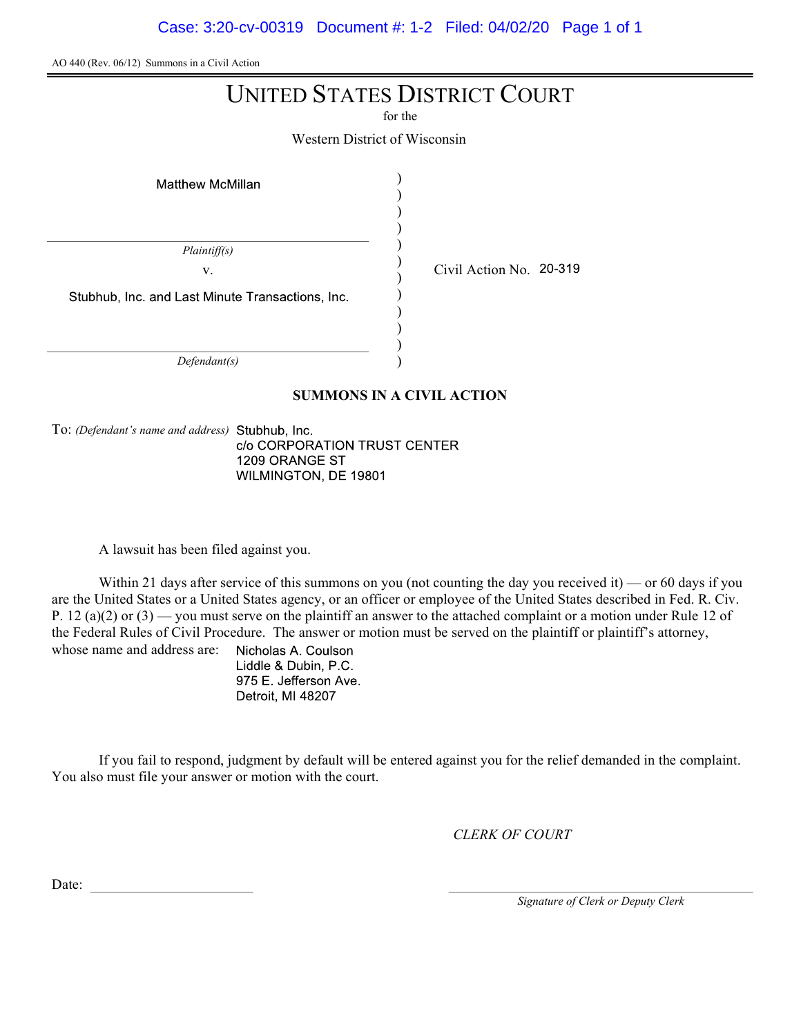AO 440 (Rev. 06/12) Summons in a Civil Action

# UNITED STATES DISTRICT COURT

for the

Western District of Wisconsin

| | |
|---|---|
| Matthew McMillan | |
| *Plaintiff(s)* | |
| v. | Civil Action No. 20-319 |
| Stubhub, Inc. and Last Minute Transactions, Inc. | |
| *Defendant(s)* | |

**SUMMONS IN A CIVIL ACTION**

To: *(Defendant's name and address)* Stubhub, Inc.
c/o CORPORATION TRUST CENTER
1209 ORANGE ST
WILMINGTON, DE 19801

A lawsuit has been filed against you.

Within 21 days after service of this summons on you (not counting the day you received it) — or 60 days if you are the United States or a United States agency, or an officer or employee of the United States described in Fed. R. Civ. P. 12 (a)(2) or (3) — you must serve on the plaintiff an answer to the attached complaint or a motion under Rule 12 of the Federal Rules of Civil Procedure. The answer or motion must be served on the plaintiff or plaintiff's attorney, whose name and address are: Nicholas A. Coulson
Liddle & Dubin, P.C.
975 E. Jefferson Ave.
Detroit, MI 48207

If you fail to respond, judgment by default will be entered against you for the relief demanded in the complaint. You also must file your answer or motion with the court.

*CLERK OF COURT*

Date: ____________________

____________________
*Signature of Clerk or Deputy Clerk*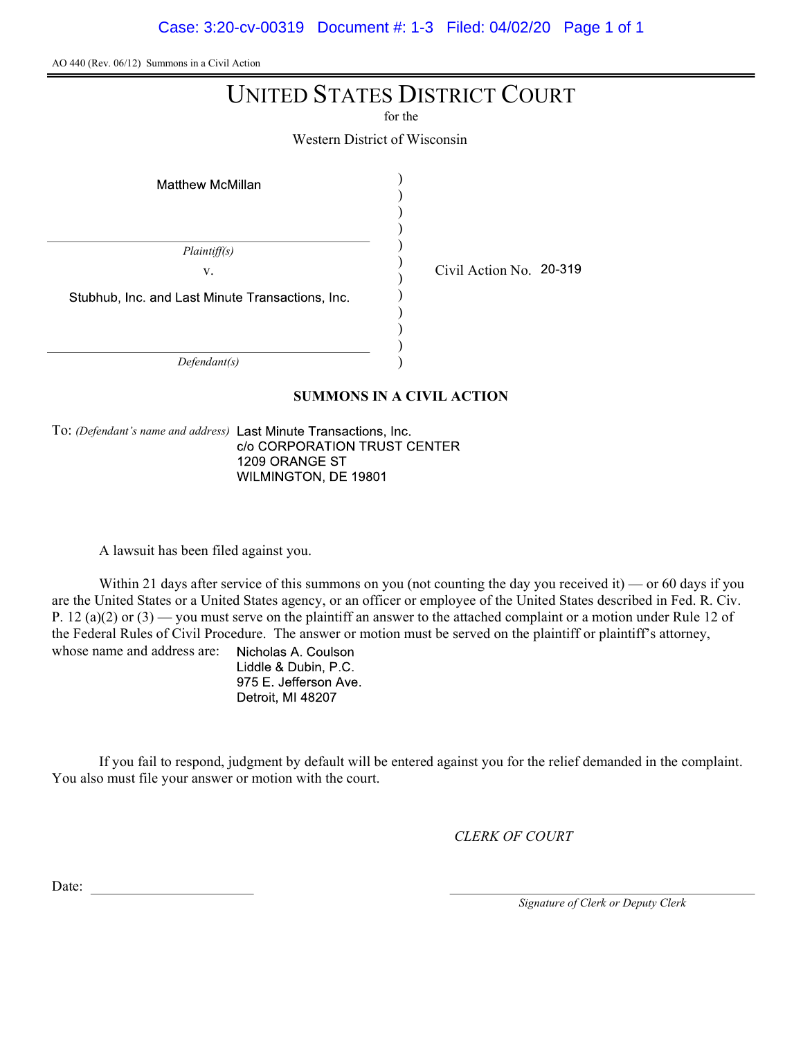AO 440 (Rev. 06/12) Summons in a Civil Action

# UNITED STATES DISTRICT COURT

for the

Western District of Wisconsin

Matthew McMillan

*Plaintiff(s)*

v.

Stubhub, Inc. and Last Minute Transactions, Inc.

*Defendant(s)*

Civil Action No. 20-319

**SUMMONS IN A CIVIL ACTION**

To: *(Defendant's name and address)* Last Minute Transactions, Inc.
c/o CORPORATION TRUST CENTER
1209 ORANGE ST
WILMINGTON, DE 19801

A lawsuit has been filed against you.

Within 21 days after service of this summons on you (not counting the day you received it) — or 60 days if you are the United States or a United States agency, or an officer or employee of the United States described in Fed. R. Civ. P. 12 (a)(2) or (3) — you must serve on the plaintiff an answer to the attached complaint or a motion under Rule 12 of the Federal Rules of Civil Procedure. The answer or motion must be served on the plaintiff or plaintiff's attorney, whose name and address are:

Nicholas A. Coulson
Liddle & Dubin, P.C.
975 E. Jefferson Ave.
Detroit, MI 48207

If you fail to respond, judgment by default will be entered against you for the relief demanded in the complaint. You also must file your answer or motion with the court.

*CLERK OF COURT*

Date: ____________________

____________________
*Signature of Clerk or Deputy Clerk*